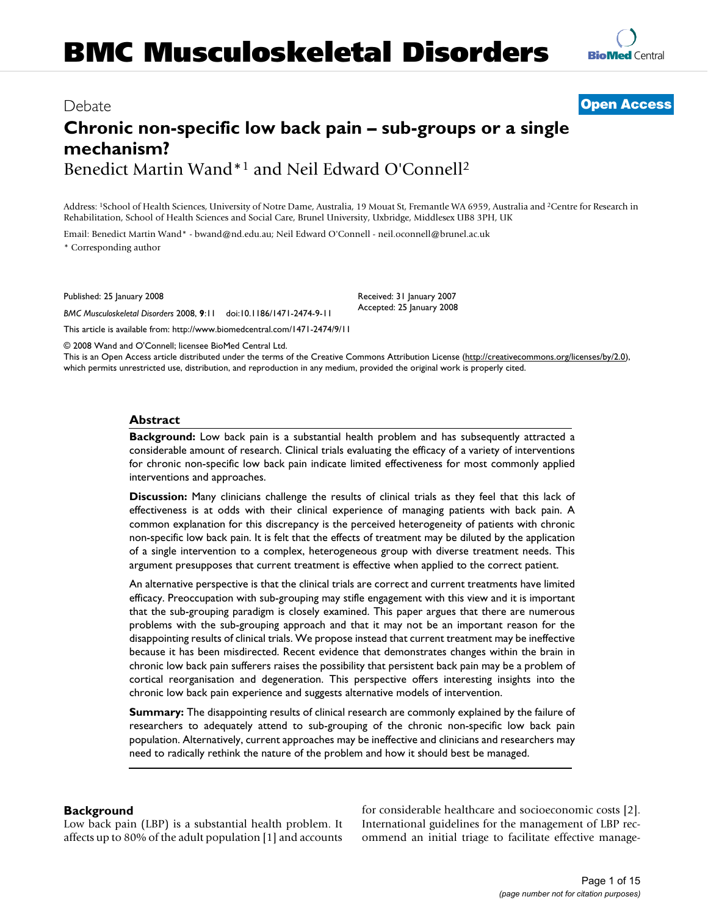Debate

**Open Access**

# Chronic non-specific low back pain – sub-groups or a single mechanism?

Benedict Martin Wand*[1] and Neil Edward O'Connell[2]

Address: [1]School of Health Sciences, University of Notre Dame, Australia, 19 Mouat St, Fremantle WA 6959, Australia and [2]Centre for Research in Rehabilitation, School of Health Sciences and Social Care, Brunel University, Uxbridge, Middlesex UB8 3PH, UK

Email: Benedict Martin Wand* - bwand@nd.edu.au; Neil Edward O'Connell - neil.oconnell@brunel.ac.uk

\* Corresponding author

Published: 25 January 2008

*BMC Musculoskeletal Disorders* 2008, **9**:11 doi:10.1186/1471-2474-9-11

Received: 31 January 2007
Accepted: 25 January 2008

This article is available from: http://www.biomedcentral.com/1471-2474/9/11

© 2008 Wand and O'Connell; licensee BioMed Central Ltd.
This is an Open Access article distributed under the terms of the Creative Commons Attribution License (http://creativecommons.org/licenses/by/2.0), which permits unrestricted use, distribution, and reproduction in any medium, provided the original work is properly cited.

## Abstract

**Background:** Low back pain is a substantial health problem and has subsequently attracted a considerable amount of research. Clinical trials evaluating the efficacy of a variety of interventions for chronic non-specific low back pain indicate limited effectiveness for most commonly applied interventions and approaches.

**Discussion:** Many clinicians challenge the results of clinical trials as they feel that this lack of effectiveness is at odds with their clinical experience of managing patients with back pain. A common explanation for this discrepancy is the perceived heterogeneity of patients with chronic non-specific low back pain. It is felt that the effects of treatment may be diluted by the application of a single intervention to a complex, heterogeneous group with diverse treatment needs. This argument presupposes that current treatment is effective when applied to the correct patient.

An alternative perspective is that the clinical trials are correct and current treatments have limited efficacy. Preoccupation with sub-grouping may stifle engagement with this view and it is important that the sub-grouping paradigm is closely examined. This paper argues that there are numerous problems with the sub-grouping approach and that it may not be an important reason for the disappointing results of clinical trials. We propose instead that current treatment may be ineffective because it has been misdirected. Recent evidence that demonstrates changes within the brain in chronic low back pain sufferers raises the possibility that persistent back pain may be a problem of cortical reorganisation and degeneration. This perspective offers interesting insights into the chronic low back pain experience and suggests alternative models of intervention.

**Summary:** The disappointing results of clinical research are commonly explained by the failure of researchers to adequately attend to sub-grouping of the chronic non-specific low back pain population. Alternatively, current approaches may be ineffective and clinicians and researchers may need to radically rethink the nature of the problem and how it should best be managed.

## Background

Low back pain (LBP) is a substantial health problem. It affects up to 80% of the adult population [1] and accounts for considerable healthcare and socioeconomic costs [2]. International guidelines for the management of LBP recommend an initial triage to facilitate effective manage-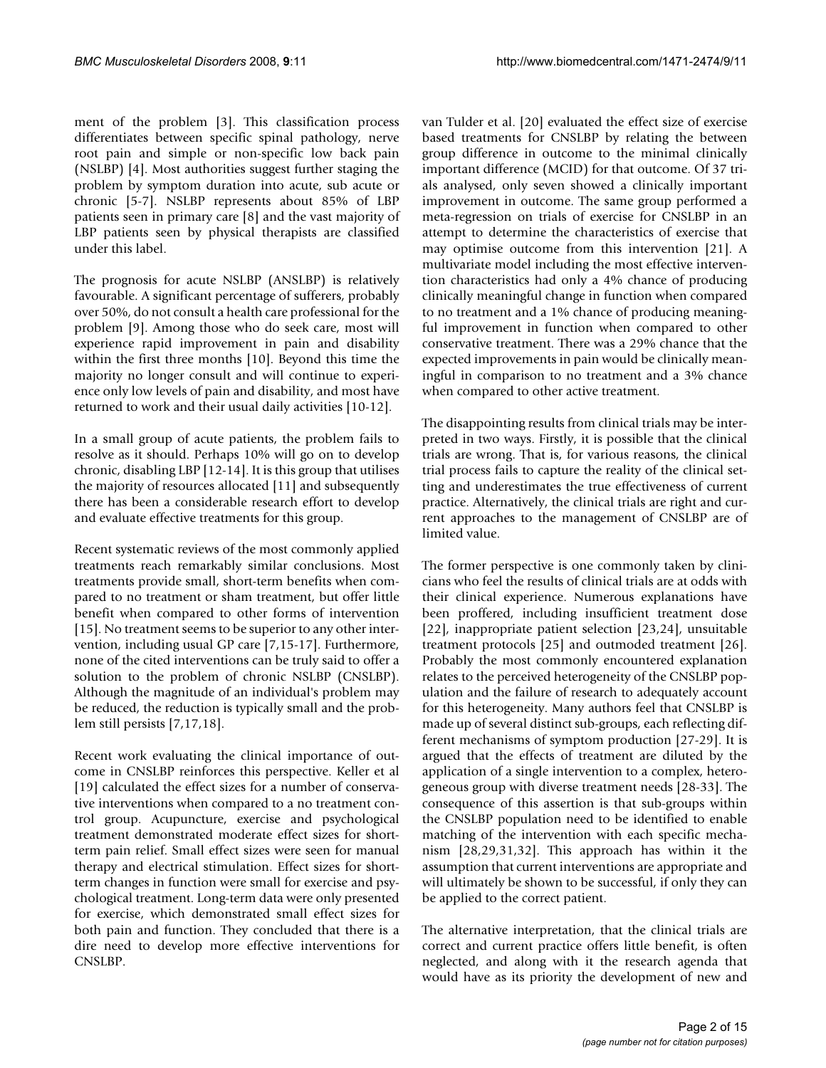ment of the problem [3]. This classification process differentiates between specific spinal pathology, nerve root pain and simple or non-specific low back pain (NSLBP) [4]. Most authorities suggest further staging the problem by symptom duration into acute, sub acute or chronic [5-7]. NSLBP represents about 85% of LBP patients seen in primary care [8] and the vast majority of LBP patients seen by physical therapists are classified under this label.

The prognosis for acute NSLBP (ANSLBP) is relatively favourable. A significant percentage of sufferers, probably over 50%, do not consult a health care professional for the problem [9]. Among those who do seek care, most will experience rapid improvement in pain and disability within the first three months [10]. Beyond this time the majority no longer consult and will continue to experience only low levels of pain and disability, and most have returned to work and their usual daily activities [10-12].

In a small group of acute patients, the problem fails to resolve as it should. Perhaps 10% will go on to develop chronic, disabling LBP [12-14]. It is this group that utilises the majority of resources allocated [11] and subsequently there has been a considerable research effort to develop and evaluate effective treatments for this group.

Recent systematic reviews of the most commonly applied treatments reach remarkably similar conclusions. Most treatments provide small, short-term benefits when compared to no treatment or sham treatment, but offer little benefit when compared to other forms of intervention [15]. No treatment seems to be superior to any other intervention, including usual GP care [7,15-17]. Furthermore, none of the cited interventions can be truly said to offer a solution to the problem of chronic NSLBP (CNSLBP). Although the magnitude of an individual's problem may be reduced, the reduction is typically small and the problem still persists [7,17,18].

Recent work evaluating the clinical importance of outcome in CNSLBP reinforces this perspective. Keller et al [19] calculated the effect sizes for a number of conservative interventions when compared to a no treatment control group. Acupuncture, exercise and psychological treatment demonstrated moderate effect sizes for short-term pain relief. Small effect sizes were seen for manual therapy and electrical stimulation. Effect sizes for short-term changes in function were small for exercise and psychological treatment. Long-term data were only presented for exercise, which demonstrated small effect sizes for both pain and function. They concluded that there is a dire need to develop more effective interventions for CNSLBP.

van Tulder et al. [20] evaluated the effect size of exercise based treatments for CNSLBP by relating the between group difference in outcome to the minimal clinically important difference (MCID) for that outcome. Of 37 trials analysed, only seven showed a clinically important improvement in outcome. The same group performed a meta-regression on trials of exercise for CNSLBP in an attempt to determine the characteristics of exercise that may optimise outcome from this intervention [21]. A multivariate model including the most effective intervention characteristics had only a 4% chance of producing clinically meaningful change in function when compared to no treatment and a 1% chance of producing meaningful improvement in function when compared to other conservative treatment. There was a 29% chance that the expected improvements in pain would be clinically meaningful in comparison to no treatment and a 3% chance when compared to other active treatment.

The disappointing results from clinical trials may be interpreted in two ways. Firstly, it is possible that the clinical trials are wrong. That is, for various reasons, the clinical trial process fails to capture the reality of the clinical setting and underestimates the true effectiveness of current practice. Alternatively, the clinical trials are right and current approaches to the management of CNSLBP are of limited value.

The former perspective is one commonly taken by clinicians who feel the results of clinical trials are at odds with their clinical experience. Numerous explanations have been proffered, including insufficient treatment dose [22], inappropriate patient selection [23,24], unsuitable treatment protocols [25] and outmoded treatment [26]. Probably the most commonly encountered explanation relates to the perceived heterogeneity of the CNSLBP population and the failure of research to adequately account for this heterogeneity. Many authors feel that CNSLBP is made up of several distinct sub-groups, each reflecting different mechanisms of symptom production [27-29]. It is argued that the effects of treatment are diluted by the application of a single intervention to a complex, heterogeneous group with diverse treatment needs [28-33]. The consequence of this assertion is that sub-groups within the CNSLBP population need to be identified to enable matching of the intervention with each specific mechanism [28,29,31,32]. This approach has within it the assumption that current interventions are appropriate and will ultimately be shown to be successful, if only they can be applied to the correct patient.

The alternative interpretation, that the clinical trials are correct and current practice offers little benefit, is often neglected, and along with it the research agenda that would have as its priority the development of new and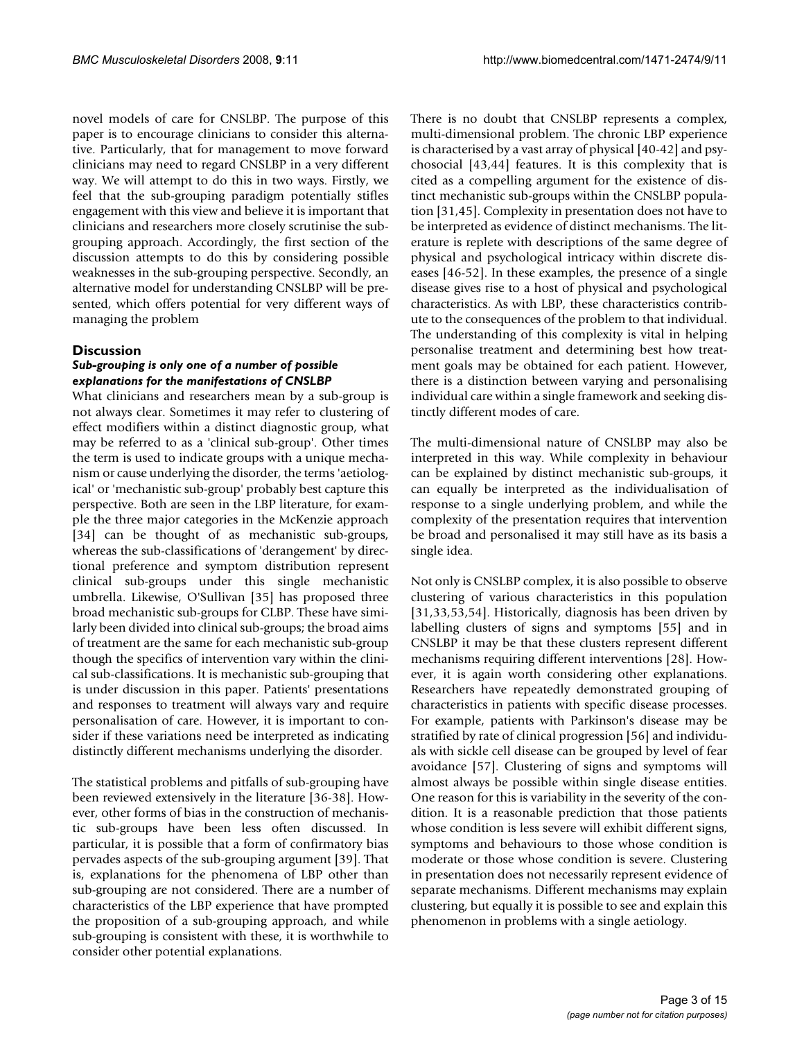novel models of care for CNSLBP. The purpose of this paper is to encourage clinicians to consider this alternative. Particularly, that for management to move forward clinicians may need to regard CNSLBP in a very different way. We will attempt to do this in two ways. Firstly, we feel that the sub-grouping paradigm potentially stifles engagement with this view and believe it is important that clinicians and researchers more closely scrutinise the sub-grouping approach. Accordingly, the first section of the discussion attempts to do this by considering possible weaknesses in the sub-grouping perspective. Secondly, an alternative model for understanding CNSLBP will be presented, which offers potential for very different ways of managing the problem

## Discussion

### *Sub-grouping is only one of a number of possible explanations for the manifestations of CNSLBP*

What clinicians and researchers mean by a sub-group is not always clear. Sometimes it may refer to clustering of effect modifiers within a distinct diagnostic group, what may be referred to as a 'clinical sub-group'. Other times the term is used to indicate groups with a unique mechanism or cause underlying the disorder, the terms 'aetiological' or 'mechanistic sub-group' probably best capture this perspective. Both are seen in the LBP literature, for example the three major categories in the McKenzie approach [34] can be thought of as mechanistic sub-groups, whereas the sub-classifications of 'derangement' by directional preference and symptom distribution represent clinical sub-groups under this single mechanistic umbrella. Likewise, O'Sullivan [35] has proposed three broad mechanistic sub-groups for CLBP. These have similarly been divided into clinical sub-groups; the broad aims of treatment are the same for each mechanistic sub-group though the specifics of intervention vary within the clinical sub-classifications. It is mechanistic sub-grouping that is under discussion in this paper. Patients' presentations and responses to treatment will always vary and require personalisation of care. However, it is important to consider if these variations need be interpreted as indicating distinctly different mechanisms underlying the disorder.

The statistical problems and pitfalls of sub-grouping have been reviewed extensively in the literature [36-38]. However, other forms of bias in the construction of mechanistic sub-groups have been less often discussed. In particular, it is possible that a form of confirmatory bias pervades aspects of the sub-grouping argument [39]. That is, explanations for the phenomena of LBP other than sub-grouping are not considered. There are a number of characteristics of the LBP experience that have prompted the proposition of a sub-grouping approach, and while sub-grouping is consistent with these, it is worthwhile to consider other potential explanations.

There is no doubt that CNSLBP represents a complex, multi-dimensional problem. The chronic LBP experience is characterised by a vast array of physical [40-42] and psychosocial [43,44] features. It is this complexity that is cited as a compelling argument for the existence of distinct mechanistic sub-groups within the CNSLBP population [31,45]. Complexity in presentation does not have to be interpreted as evidence of distinct mechanisms. The literature is replete with descriptions of the same degree of physical and psychological intricacy within discrete diseases [46-52]. In these examples, the presence of a single disease gives rise to a host of physical and psychological characteristics. As with LBP, these characteristics contribute to the consequences of the problem to that individual. The understanding of this complexity is vital in helping personalise treatment and determining best how treatment goals may be obtained for each patient. However, there is a distinction between varying and personalising individual care within a single framework and seeking distinctly different modes of care.

The multi-dimensional nature of CNSLBP may also be interpreted in this way. While complexity in behaviour can be explained by distinct mechanistic sub-groups, it can equally be interpreted as the individualisation of response to a single underlying problem, and while the complexity of the presentation requires that intervention be broad and personalised it may still have as its basis a single idea.

Not only is CNSLBP complex, it is also possible to observe clustering of various characteristics in this population [31,33,53,54]. Historically, diagnosis has been driven by labelling clusters of signs and symptoms [55] and in CNSLBP it may be that these clusters represent different mechanisms requiring different interventions [28]. However, it is again worth considering other explanations. Researchers have repeatedly demonstrated grouping of characteristics in patients with specific disease processes. For example, patients with Parkinson's disease may be stratified by rate of clinical progression [56] and individuals with sickle cell disease can be grouped by level of fear avoidance [57]. Clustering of signs and symptoms will almost always be possible within single disease entities. One reason for this is variability in the severity of the condition. It is a reasonable prediction that those patients whose condition is less severe will exhibit different signs, symptoms and behaviours to those whose condition is moderate or those whose condition is severe. Clustering in presentation does not necessarily represent evidence of separate mechanisms. Different mechanisms may explain clustering, but equally it is possible to see and explain this phenomenon in problems with a single aetiology.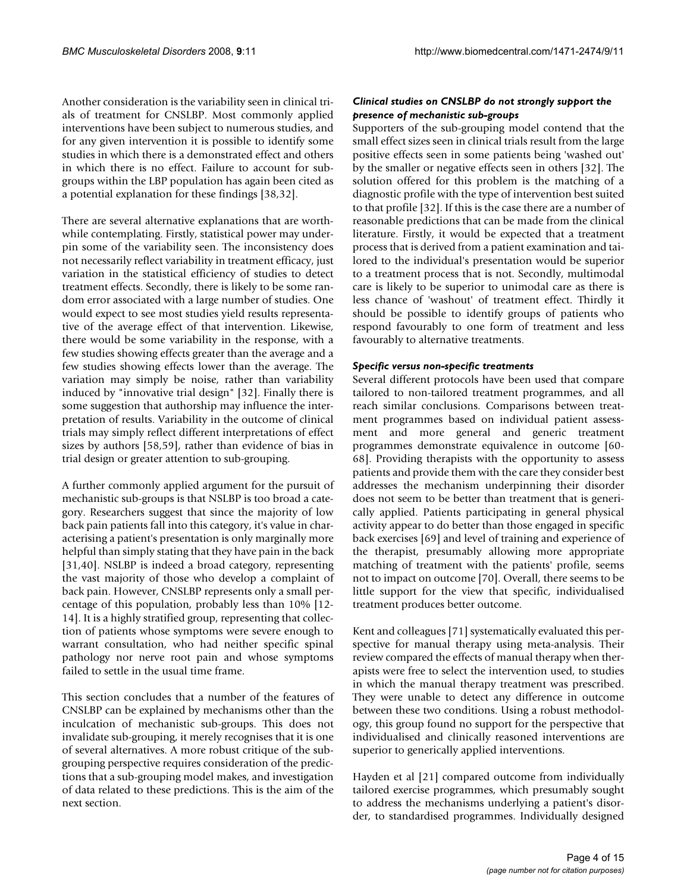Another consideration is the variability seen in clinical trials of treatment for CNSLBP. Most commonly applied interventions have been subject to numerous studies, and for any given intervention it is possible to identify some studies in which there is a demonstrated effect and others in which there is no effect. Failure to account for subgroups within the LBP population has again been cited as a potential explanation for these findings [38,32].

There are several alternative explanations that are worthwhile contemplating. Firstly, statistical power may underpin some of the variability seen. The inconsistency does not necessarily reflect variability in treatment efficacy, just variation in the statistical efficiency of studies to detect treatment effects. Secondly, there is likely to be some random error associated with a large number of studies. One would expect to see most studies yield results representative of the average effect of that intervention. Likewise, there would be some variability in the response, with a few studies showing effects greater than the average and a few studies showing effects lower than the average. The variation may simply be noise, rather than variability induced by "innovative trial design" [32]. Finally there is some suggestion that authorship may influence the interpretation of results. Variability in the outcome of clinical trials may simply reflect different interpretations of effect sizes by authors [58,59], rather than evidence of bias in trial design or greater attention to sub-grouping.

A further commonly applied argument for the pursuit of mechanistic sub-groups is that NSLBP is too broad a category. Researchers suggest that since the majority of low back pain patients fall into this category, it's value in characterising a patient's presentation is only marginally more helpful than simply stating that they have pain in the back [31,40]. NSLBP is indeed a broad category, representing the vast majority of those who develop a complaint of back pain. However, CNSLBP represents only a small percentage of this population, probably less than 10% [12-14]. It is a highly stratified group, representing that collection of patients whose symptoms were severe enough to warrant consultation, who had neither specific spinal pathology nor nerve root pain and whose symptoms failed to settle in the usual time frame.

This section concludes that a number of the features of CNSLBP can be explained by mechanisms other than the inculcation of mechanistic sub-groups. This does not invalidate sub-grouping, it merely recognises that it is one of several alternatives. A more robust critique of the sub-grouping perspective requires consideration of the predictions that a sub-grouping model makes, and investigation of data related to these predictions. This is the aim of the next section.

### *Clinical studies on CNSLBP do not strongly support the presence of mechanistic sub-groups*

Supporters of the sub-grouping model contend that the small effect sizes seen in clinical trials result from the large positive effects seen in some patients being 'washed out' by the smaller or negative effects seen in others [32]. The solution offered for this problem is the matching of a diagnostic profile with the type of intervention best suited to that profile [32]. If this is the case there are a number of reasonable predictions that can be made from the clinical literature. Firstly, it would be expected that a treatment process that is derived from a patient examination and tailored to the individual's presentation would be superior to a treatment process that is not. Secondly, multimodal care is likely to be superior to unimodal care as there is less chance of 'washout' of treatment effect. Thirdly it should be possible to identify groups of patients who respond favourably to one form of treatment and less favourably to alternative treatments.

### *Specific versus non-specific treatments*

Several different protocols have been used that compare tailored to non-tailored treatment programmes, and all reach similar conclusions. Comparisons between treatment programmes based on individual patient assessment and more general and generic treatment programmes demonstrate equivalence in outcome [60-68]. Providing therapists with the opportunity to assess patients and provide them with the care they consider best addresses the mechanism underpinning their disorder does not seem to be better than treatment that is generically applied. Patients participating in general physical activity appear to do better than those engaged in specific back exercises [69] and level of training and experience of the therapist, presumably allowing more appropriate matching of treatment with the patients' profile, seems not to impact on outcome [70]. Overall, there seems to be little support for the view that specific, individualised treatment produces better outcome.

Kent and colleagues [71] systematically evaluated this perspective for manual therapy using meta-analysis. Their review compared the effects of manual therapy when therapists were free to select the intervention used, to studies in which the manual therapy treatment was prescribed. They were unable to detect any difference in outcome between these two conditions. Using a robust methodology, this group found no support for the perspective that individualised and clinically reasoned interventions are superior to generically applied interventions.

Hayden et al [21] compared outcome from individually tailored exercise programmes, which presumably sought to address the mechanisms underlying a patient's disorder, to standardised programmes. Individually designed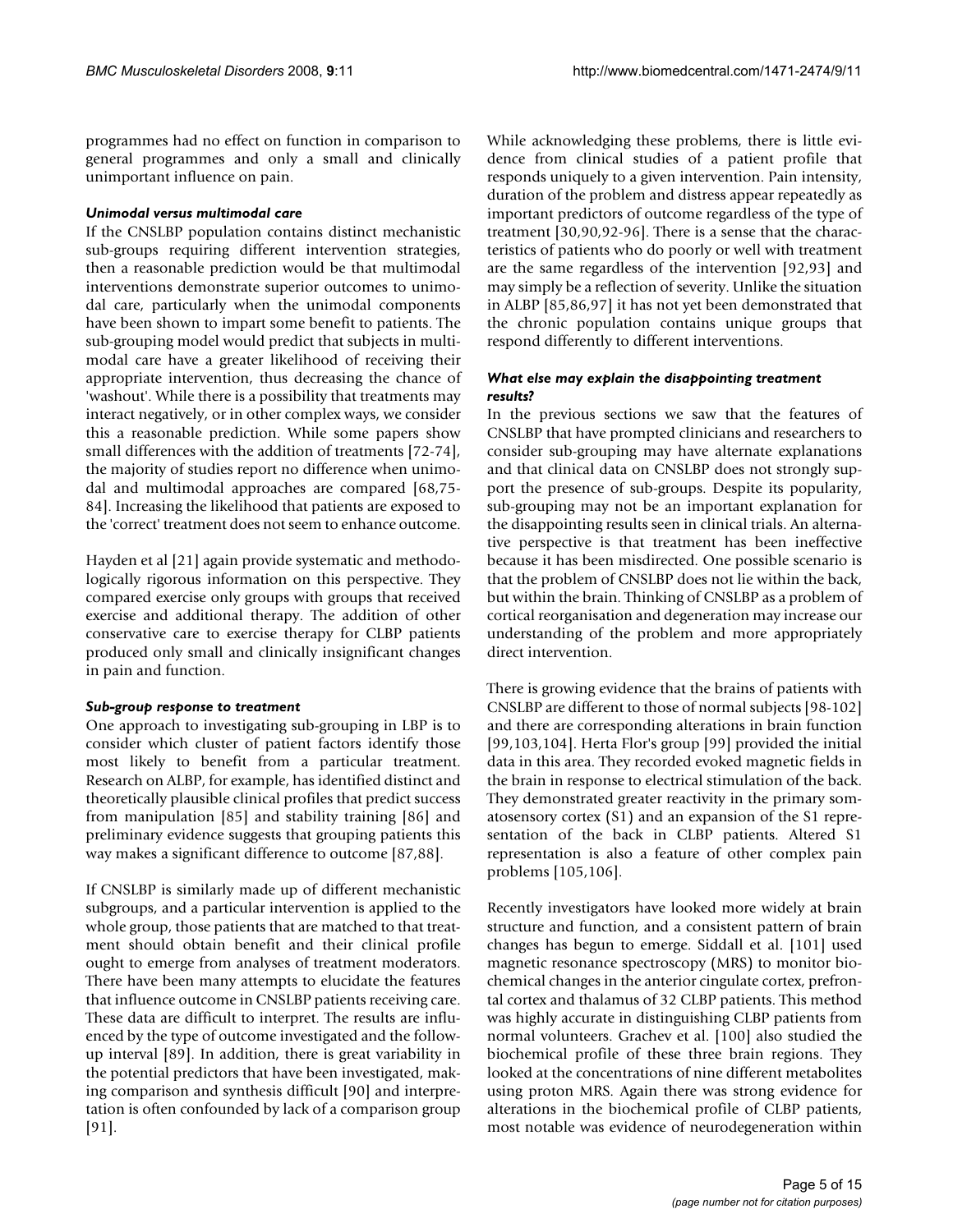programmes had no effect on function in comparison to general programmes and only a small and clinically unimportant influence on pain.

#### *Unimodal versus multimodal care*

If the CNSLBP population contains distinct mechanistic sub-groups requiring different intervention strategies, then a reasonable prediction would be that multimodal interventions demonstrate superior outcomes to unimodal care, particularly when the unimodal components have been shown to impart some benefit to patients. The sub-grouping model would predict that subjects in multimodal care have a greater likelihood of receiving their appropriate intervention, thus decreasing the chance of 'washout'. While there is a possibility that treatments may interact negatively, or in other complex ways, we consider this a reasonable prediction. While some papers show small differences with the addition of treatments [72-74], the majority of studies report no difference when unimodal and multimodal approaches are compared [68,75-84]. Increasing the likelihood that patients are exposed to the 'correct' treatment does not seem to enhance outcome.

Hayden et al [21] again provide systematic and methodologically rigorous information on this perspective. They compared exercise only groups with groups that received exercise and additional therapy. The addition of other conservative care to exercise therapy for CLBP patients produced only small and clinically insignificant changes in pain and function.

#### *Sub-group response to treatment*

One approach to investigating sub-grouping in LBP is to consider which cluster of patient factors identify those most likely to benefit from a particular treatment. Research on ALBP, for example, has identified distinct and theoretically plausible clinical profiles that predict success from manipulation [85] and stability training [86] and preliminary evidence suggests that grouping patients this way makes a significant difference to outcome [87,88].

If CNSLBP is similarly made up of different mechanistic subgroups, and a particular intervention is applied to the whole group, those patients that are matched to that treatment should obtain benefit and their clinical profile ought to emerge from analyses of treatment moderators. There have been many attempts to elucidate the features that influence outcome in CNSLBP patients receiving care. These data are difficult to interpret. The results are influenced by the type of outcome investigated and the follow-up interval [89]. In addition, there is great variability in the potential predictors that have been investigated, making comparison and synthesis difficult [90] and interpretation is often confounded by lack of a comparison group [91].

While acknowledging these problems, there is little evidence from clinical studies of a patient profile that responds uniquely to a given intervention. Pain intensity, duration of the problem and distress appear repeatedly as important predictors of outcome regardless of the type of treatment [30,90,92-96]. There is a sense that the characteristics of patients who do poorly or well with treatment are the same regardless of the intervention [92,93] and may simply be a reflection of severity. Unlike the situation in ALBP [85,86,97] it has not yet been demonstrated that the chronic population contains unique groups that respond differently to different interventions.

#### *What else may explain the disappointing treatment results?*

In the previous sections we saw that the features of CNSLBP that have prompted clinicians and researchers to consider sub-grouping may have alternate explanations and that clinical data on CNSLBP does not strongly support the presence of sub-groups. Despite its popularity, sub-grouping may not be an important explanation for the disappointing results seen in clinical trials. An alternative perspective is that treatment has been ineffective because it has been misdirected. One possible scenario is that the problem of CNSLBP does not lie within the back, but within the brain. Thinking of CNSLBP as a problem of cortical reorganisation and degeneration may increase our understanding of the problem and more appropriately direct intervention.

There is growing evidence that the brains of patients with CNSLBP are different to those of normal subjects [98-102] and there are corresponding alterations in brain function [99,103,104]. Herta Flor's group [99] provided the initial data in this area. They recorded evoked magnetic fields in the brain in response to electrical stimulation of the back. They demonstrated greater reactivity in the primary somatosensory cortex (S1) and an expansion of the S1 representation of the back in CLBP patients. Altered S1 representation is also a feature of other complex pain problems [105,106].

Recently investigators have looked more widely at brain structure and function, and a consistent pattern of brain changes has begun to emerge. Siddall et al. [101] used magnetic resonance spectroscopy (MRS) to monitor biochemical changes in the anterior cingulate cortex, prefrontal cortex and thalamus of 32 CLBP patients. This method was highly accurate in distinguishing CLBP patients from normal volunteers. Grachev et al. [100] also studied the biochemical profile of these three brain regions. They looked at the concentrations of nine different metabolites using proton MRS. Again there was strong evidence for alterations in the biochemical profile of CLBP patients, most notable was evidence of neurodegeneration within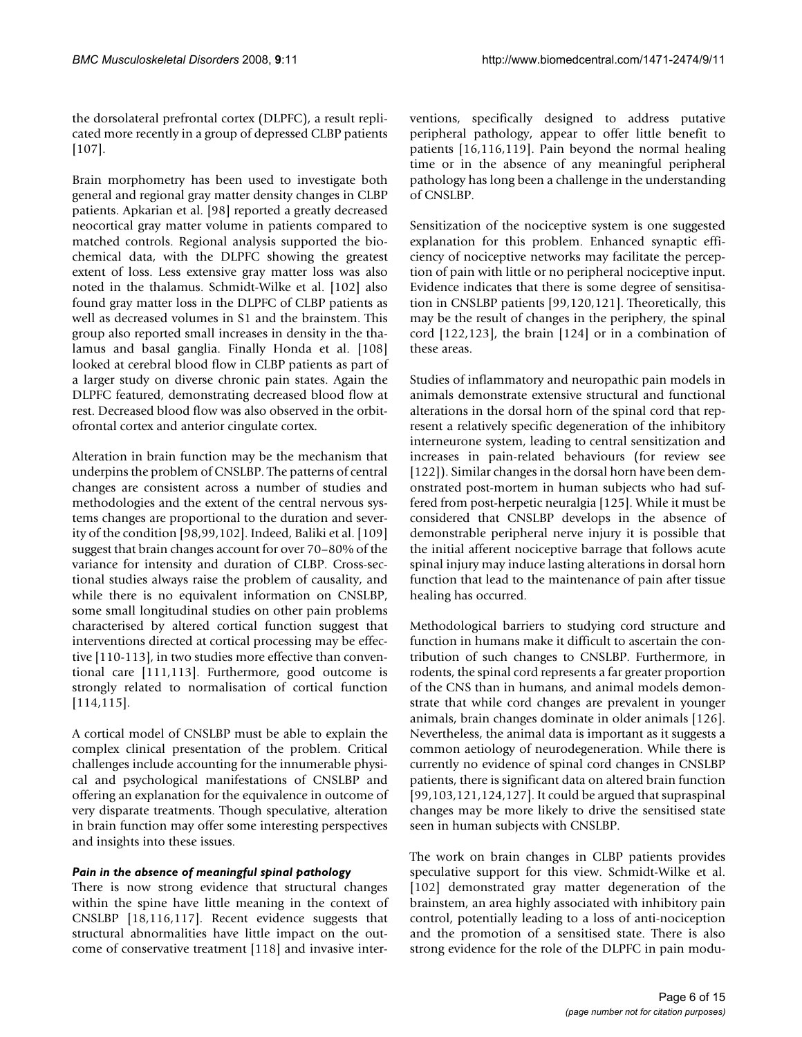the dorsolateral prefrontal cortex (DLPFC), a result replicated more recently in a group of depressed CLBP patients [107].

Brain morphometry has been used to investigate both general and regional gray matter density changes in CLBP patients. Apkarian et al. [98] reported a greatly decreased neocortical gray matter volume in patients compared to matched controls. Regional analysis supported the biochemical data, with the DLPFC showing the greatest extent of loss. Less extensive gray matter loss was also noted in the thalamus. Schmidt-Wilke et al. [102] also found gray matter loss in the DLPFC of CLBP patients as well as decreased volumes in S1 and the brainstem. This group also reported small increases in density in the thalamus and basal ganglia. Finally Honda et al. [108] looked at cerebral blood flow in CLBP patients as part of a larger study on diverse chronic pain states. Again the DLPFC featured, demonstrating decreased blood flow at rest. Decreased blood flow was also observed in the orbitofrontal cortex and anterior cingulate cortex.

Alteration in brain function may be the mechanism that underpins the problem of CNSLBP. The patterns of central changes are consistent across a number of studies and methodologies and the extent of the central nervous systems changes are proportional to the duration and severity of the condition [98,99,102]. Indeed, Baliki et al. [109] suggest that brain changes account for over 70–80% of the variance for intensity and duration of CLBP. Cross-sectional studies always raise the problem of causality, and while there is no equivalent information on CNSLBP, some small longitudinal studies on other pain problems characterised by altered cortical function suggest that interventions directed at cortical processing may be effective [110-113], in two studies more effective than conventional care [111,113]. Furthermore, good outcome is strongly related to normalisation of cortical function [114,115].

A cortical model of CNSLBP must be able to explain the complex clinical presentation of the problem. Critical challenges include accounting for the innumerable physical and psychological manifestations of CNSLBP and offering an explanation for the equivalence in outcome of very disparate treatments. Though speculative, alteration in brain function may offer some interesting perspectives and insights into these issues.

### *Pain in the absence of meaningful spinal pathology*

There is now strong evidence that structural changes within the spine have little meaning in the context of CNSLBP [18,116,117]. Recent evidence suggests that structural abnormalities have little impact on the outcome of conservative treatment [118] and invasive interventions, specifically designed to address putative peripheral pathology, appear to offer little benefit to patients [16,116,119]. Pain beyond the normal healing time or in the absence of any meaningful peripheral pathology has long been a challenge in the understanding of CNSLBP.

Sensitization of the nociceptive system is one suggested explanation for this problem. Enhanced synaptic efficiency of nociceptive networks may facilitate the perception of pain with little or no peripheral nociceptive input. Evidence indicates that there is some degree of sensitisation in CNSLBP patients [99,120,121]. Theoretically, this may be the result of changes in the periphery, the spinal cord [122,123], the brain [124] or in a combination of these areas.

Studies of inflammatory and neuropathic pain models in animals demonstrate extensive structural and functional alterations in the dorsal horn of the spinal cord that represent a relatively specific degeneration of the inhibitory interneurone system, leading to central sensitization and increases in pain-related behaviours (for review see [122]). Similar changes in the dorsal horn have been demonstrated post-mortem in human subjects who had suffered from post-herpetic neuralgia [125]. While it must be considered that CNSLBP develops in the absence of demonstrable peripheral nerve injury it is possible that the initial afferent nociceptive barrage that follows acute spinal injury may induce lasting alterations in dorsal horn function that lead to the maintenance of pain after tissue healing has occurred.

Methodological barriers to studying cord structure and function in humans make it difficult to ascertain the contribution of such changes to CNSLBP. Furthermore, in rodents, the spinal cord represents a far greater proportion of the CNS than in humans, and animal models demonstrate that while cord changes are prevalent in younger animals, brain changes dominate in older animals [126]. Nevertheless, the animal data is important as it suggests a common aetiology of neurodegeneration. While there is currently no evidence of spinal cord changes in CNSLBP patients, there is significant data on altered brain function [99,103,121,124,127]. It could be argued that supraspinal changes may be more likely to drive the sensitised state seen in human subjects with CNSLBP.

The work on brain changes in CLBP patients provides speculative support for this view. Schmidt-Wilke et al. [102] demonstrated gray matter degeneration of the brainstem, an area highly associated with inhibitory pain control, potentially leading to a loss of anti-nociception and the promotion of a sensitised state. There is also strong evidence for the role of the DLPFC in pain modu-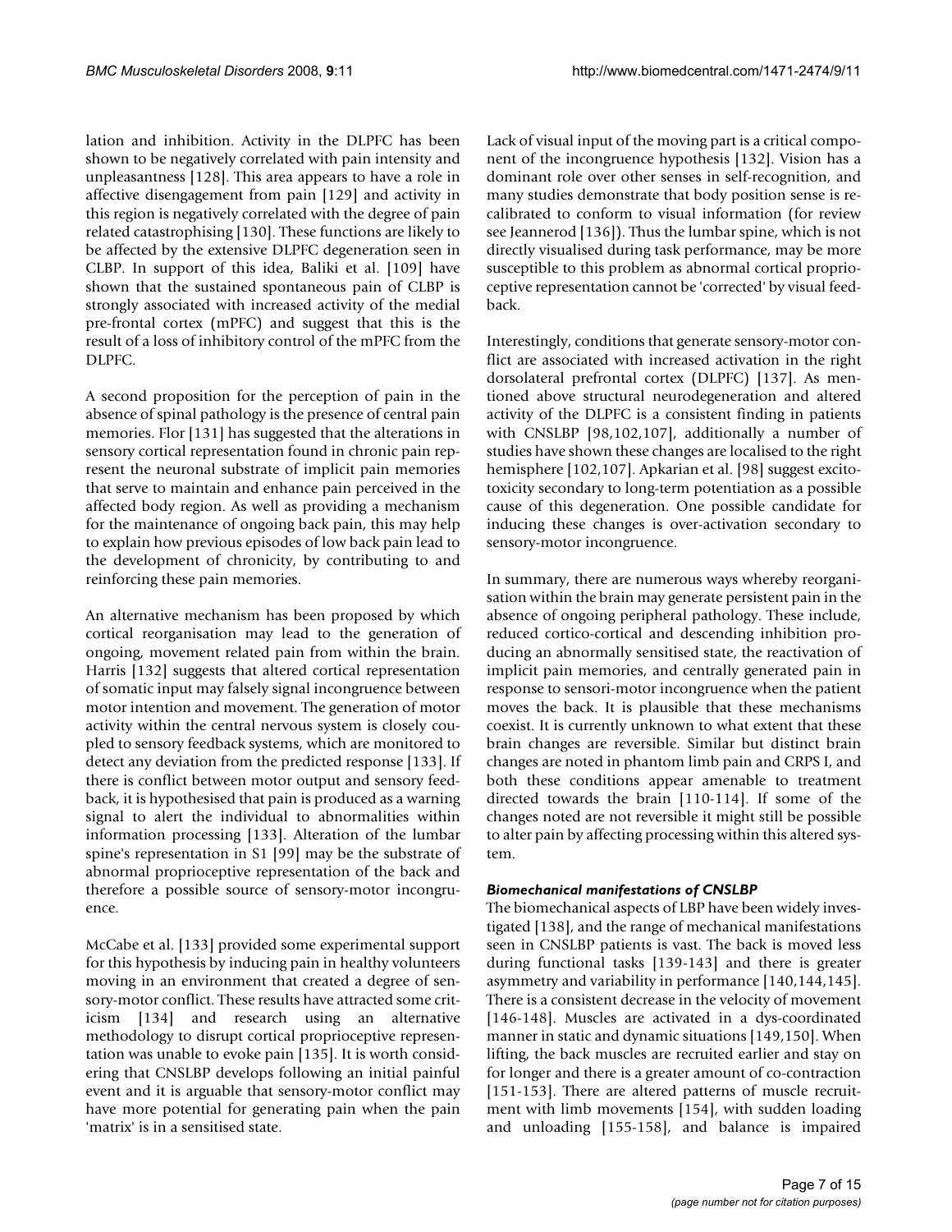lation and inhibition. Activity in the DLPFC has been shown to be negatively correlated with pain intensity and unpleasantness [128]. This area appears to have a role in affective disengagement from pain [129] and activity in this region is negatively correlated with the degree of pain related catastrophising [130]. These functions are likely to be affected by the extensive DLPFC degeneration seen in CLBP. In support of this idea, Baliki et al. [109] have shown that the sustained spontaneous pain of CLBP is strongly associated with increased activity of the medial pre-frontal cortex (mPFC) and suggest that this is the result of a loss of inhibitory control of the mPFC from the DLPFC.

A second proposition for the perception of pain in the absence of spinal pathology is the presence of central pain memories. Flor [131] has suggested that the alterations in sensory cortical representation found in chronic pain represent the neuronal substrate of implicit pain memories that serve to maintain and enhance pain perceived in the affected body region. As well as providing a mechanism for the maintenance of ongoing back pain, this may help to explain how previous episodes of low back pain lead to the development of chronicity, by contributing to and reinforcing these pain memories.

An alternative mechanism has been proposed by which cortical reorganisation may lead to the generation of ongoing, movement related pain from within the brain. Harris [132] suggests that altered cortical representation of somatic input may falsely signal incongruence between motor intention and movement. The generation of motor activity within the central nervous system is closely coupled to sensory feedback systems, which are monitored to detect any deviation from the predicted response [133]. If there is conflict between motor output and sensory feedback, it is hypothesised that pain is produced as a warning signal to alert the individual to abnormalities within information processing [133]. Alteration of the lumbar spine's representation in S1 [99] may be the substrate of abnormal proprioceptive representation of the back and therefore a possible source of sensory-motor incongruence.

McCabe et al. [133] provided some experimental support for this hypothesis by inducing pain in healthy volunteers moving in an environment that created a degree of sensory-motor conflict. These results have attracted some criticism [134] and research using an alternative methodology to disrupt cortical proprioceptive representation was unable to evoke pain [135]. It is worth considering that CNSLBP develops following an initial painful event and it is arguable that sensory-motor conflict may have more potential for generating pain when the pain 'matrix' is in a sensitised state.

Lack of visual input of the moving part is a critical component of the incongruence hypothesis [132]. Vision has a dominant role over other senses in self-recognition, and many studies demonstrate that body position sense is re-calibrated to conform to visual information (for review see Jeannerod [136]). Thus the lumbar spine, which is not directly visualised during task performance, may be more susceptible to this problem as abnormal cortical proprioceptive representation cannot be 'corrected' by visual feedback.

Interestingly, conditions that generate sensory-motor conflict are associated with increased activation in the right dorsolateral prefrontal cortex (DLPFC) [137]. As mentioned above structural neurodegeneration and altered activity of the DLPFC is a consistent finding in patients with CNSLBP [98,102,107], additionally a number of studies have shown these changes are localised to the right hemisphere [102,107]. Apkarian et al. [98] suggest excitotoxicity secondary to long-term potentiation as a possible cause of this degeneration. One possible candidate for inducing these changes is over-activation secondary to sensory-motor incongruence.

In summary, there are numerous ways whereby reorganisation within the brain may generate persistent pain in the absence of ongoing peripheral pathology. These include, reduced cortico-cortical and descending inhibition producing an abnormally sensitised state, the reactivation of implicit pain memories, and centrally generated pain in response to sensori-motor incongruence when the patient moves the back. It is plausible that these mechanisms coexist. It is currently unknown to what extent that these brain changes are reversible. Similar but distinct brain changes are noted in phantom limb pain and CRPS I, and both these conditions appear amenable to treatment directed towards the brain [110-114]. If some of the changes noted are not reversible it might still be possible to alter pain by affecting processing within this altered system.

### *Biomechanical manifestations of CNSLBP*

The biomechanical aspects of LBP have been widely investigated [138], and the range of mechanical manifestations seen in CNSLBP patients is vast. The back is moved less during functional tasks [139-143] and there is greater asymmetry and variability in performance [140,144,145]. There is a consistent decrease in the velocity of movement [146-148]. Muscles are activated in a dys-coordinated manner in static and dynamic situations [149,150]. When lifting, the back muscles are recruited earlier and stay on for longer and there is a greater amount of co-contraction [151-153]. There are altered patterns of muscle recruitment with limb movements [154], with sudden loading and unloading [155-158], and balance is impaired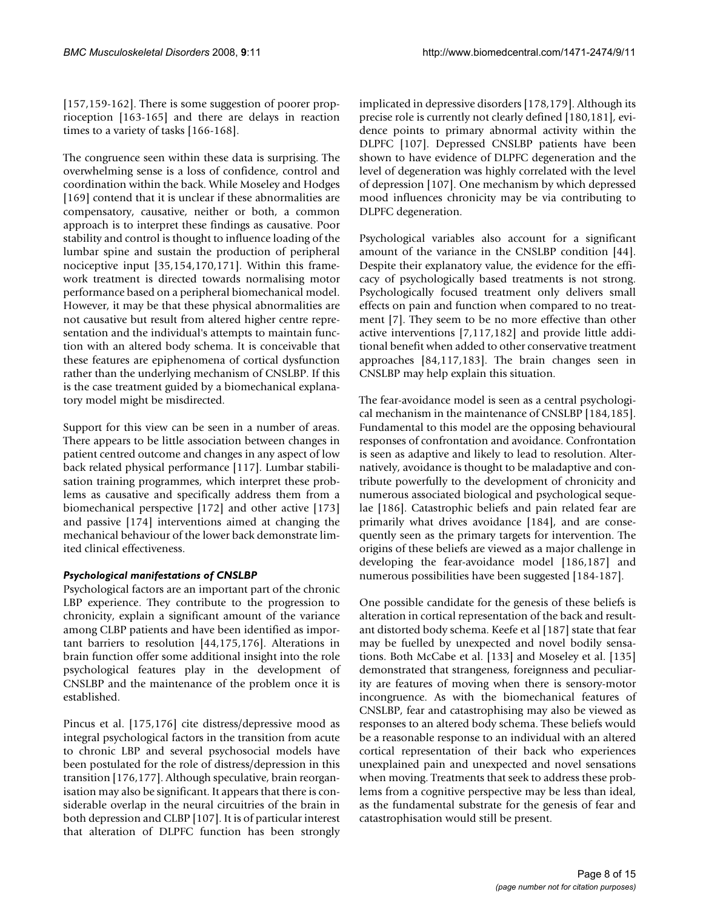[157,159-162]. There is some suggestion of poorer proprioception [163-165] and there are delays in reaction times to a variety of tasks [166-168].

The congruence seen within these data is surprising. The overwhelming sense is a loss of confidence, control and coordination within the back. While Moseley and Hodges [169] contend that it is unclear if these abnormalities are compensatory, causative, neither or both, a common approach is to interpret these findings as causative. Poor stability and control is thought to influence loading of the lumbar spine and sustain the production of peripheral nociceptive input [35,154,170,171]. Within this framework treatment is directed towards normalising motor performance based on a peripheral biomechanical model. However, it may be that these physical abnormalities are not causative but result from altered higher centre representation and the individual's attempts to maintain function with an altered body schema. It is conceivable that these features are epiphenomena of cortical dysfunction rather than the underlying mechanism of CNSLBP. If this is the case treatment guided by a biomechanical explanatory model might be misdirected.

Support for this view can be seen in a number of areas. There appears to be little association between changes in patient centred outcome and changes in any aspect of low back related physical performance [117]. Lumbar stabilisation training programmes, which interpret these problems as causative and specifically address them from a biomechanical perspective [172] and other active [173] and passive [174] interventions aimed at changing the mechanical behaviour of the lower back demonstrate limited clinical effectiveness.

### *Psychological manifestations of CNSLBP*

Psychological factors are an important part of the chronic LBP experience. They contribute to the progression to chronicity, explain a significant amount of the variance among CLBP patients and have been identified as important barriers to resolution [44,175,176]. Alterations in brain function offer some additional insight into the role psychological features play in the development of CNSLBP and the maintenance of the problem once it is established.

Pincus et al. [175,176] cite distress/depressive mood as integral psychological factors in the transition from acute to chronic LBP and several psychosocial models have been postulated for the role of distress/depression in this transition [176,177]. Although speculative, brain reorganisation may also be significant. It appears that there is considerable overlap in the neural circuitries of the brain in both depression and CLBP [107]. It is of particular interest that alteration of DLPFC function has been strongly implicated in depressive disorders [178,179]. Although its precise role is currently not clearly defined [180,181], evidence points to primary abnormal activity within the DLPFC [107]. Depressed CNSLBP patients have been shown to have evidence of DLPFC degeneration and the level of degeneration was highly correlated with the level of depression [107]. One mechanism by which depressed mood influences chronicity may be via contributing to DLPFC degeneration.

Psychological variables also account for a significant amount of the variance in the CNSLBP condition [44]. Despite their explanatory value, the evidence for the efficacy of psychologically based treatments is not strong. Psychologically focused treatment only delivers small effects on pain and function when compared to no treatment [7]. They seem to be no more effective than other active interventions [7,117,182] and provide little additional benefit when added to other conservative treatment approaches [84,117,183]. The brain changes seen in CNSLBP may help explain this situation.

The fear-avoidance model is seen as a central psychological mechanism in the maintenance of CNSLBP [184,185]. Fundamental to this model are the opposing behavioural responses of confrontation and avoidance. Confrontation is seen as adaptive and likely to lead to resolution. Alternatively, avoidance is thought to be maladaptive and contribute powerfully to the development of chronicity and numerous associated biological and psychological sequelae [186]. Catastrophic beliefs and pain related fear are primarily what drives avoidance [184], and are consequently seen as the primary targets for intervention. The origins of these beliefs are viewed as a major challenge in developing the fear-avoidance model [186,187] and numerous possibilities have been suggested [184-187].

One possible candidate for the genesis of these beliefs is alteration in cortical representation of the back and resultant distorted body schema. Keefe et al [187] state that fear may be fuelled by unexpected and novel bodily sensations. Both McCabe et al. [133] and Moseley et al. [135] demonstrated that strangeness, foreignness and peculiarity are features of moving when there is sensory-motor incongruence. As with the biomechanical features of CNSLBP, fear and catastrophising may also be viewed as responses to an altered body schema. These beliefs would be a reasonable response to an individual with an altered cortical representation of their back who experiences unexplained pain and unexpected and novel sensations when moving. Treatments that seek to address these problems from a cognitive perspective may be less than ideal, as the fundamental substrate for the genesis of fear and catastrophisation would still be present.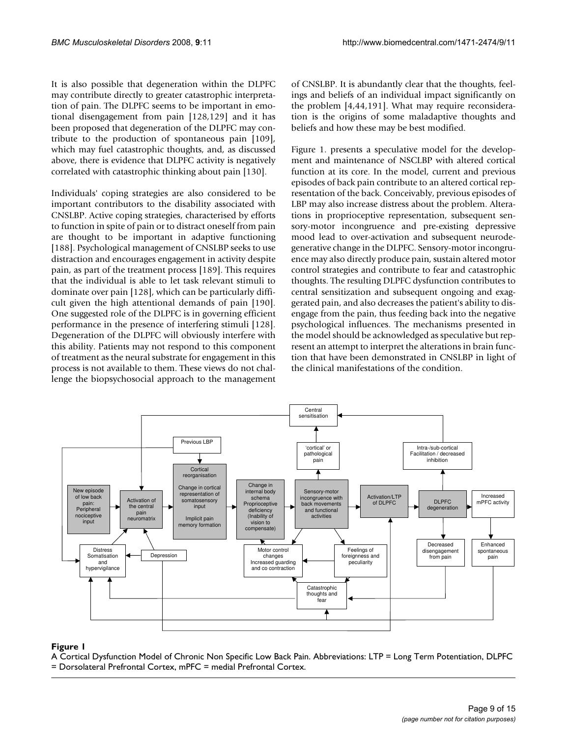It is also possible that degeneration within the DLPFC may contribute directly to greater catastrophic interpretation of pain. The DLPFC seems to be important in emotional disengagement from pain [128,129] and it has been proposed that degeneration of the DLPFC may contribute to the production of spontaneous pain [109], which may fuel catastrophic thoughts, and, as discussed above, there is evidence that DLPFC activity is negatively correlated with catastrophic thinking about pain [130].

Individuals' coping strategies are also considered to be important contributors to the disability associated with CNSLBP. Active coping strategies, characterised by efforts to function in spite of pain or to distract oneself from pain are thought to be important in adaptive functioning [188]. Psychological management of CNSLBP seeks to use distraction and encourages engagement in activity despite pain, as part of the treatment process [189]. This requires that the individual is able to let task relevant stimuli to dominate over pain [128], which can be particularly difficult given the high attentional demands of pain [190]. One suggested role of the DLPFC is in governing efficient performance in the presence of interfering stimuli [128]. Degeneration of the DLPFC will obviously interfere with this ability. Patients may not respond to this component of treatment as the neural substrate for engagement in this process is not available to them. These views do not challenge the biopsychosocial approach to the management of CNSLBP. It is abundantly clear that the thoughts, feelings and beliefs of an individual impact significantly on the problem [4,44,191]. What may require reconsideration is the origins of some maladaptive thoughts and beliefs and how these may be best modified.

Figure 1. presents a speculative model for the development and maintenance of NSCLBP with altered cortical function at its core. In the model, current and previous episodes of back pain contribute to an altered cortical representation of the back. Conceivably, previous episodes of LBP may also increase distress about the problem. Alterations in proprioceptive representation, subsequent sensory-motor incongruence and pre-existing depressive mood lead to over-activation and subsequent neurodegenerative change in the DLPFC. Sensory-motor incongruence may also directly produce pain, sustain altered motor control strategies and contribute to fear and catastrophic thoughts. The resulting DLPFC dysfunction contributes to central sensitization and subsequent ongoing and exaggerated pain, and also decreases the patient's ability to disengage from the pain, thus feeding back into the negative psychological influences. The mechanisms presented in the model should be acknowledged as speculative but represent an attempt to interpret the alterations in brain function that have been demonstrated in CNSLBP in light of the clinical manifestations of the condition.

**Figure 1**

A Cortical Dysfunction Model of Chronic Non Specific Low Back Pain. Abbreviations: LTP = Long Term Potentiation, DLPFC = Dorsolateral Prefrontal Cortex, mPFC = medial Prefrontal Cortex.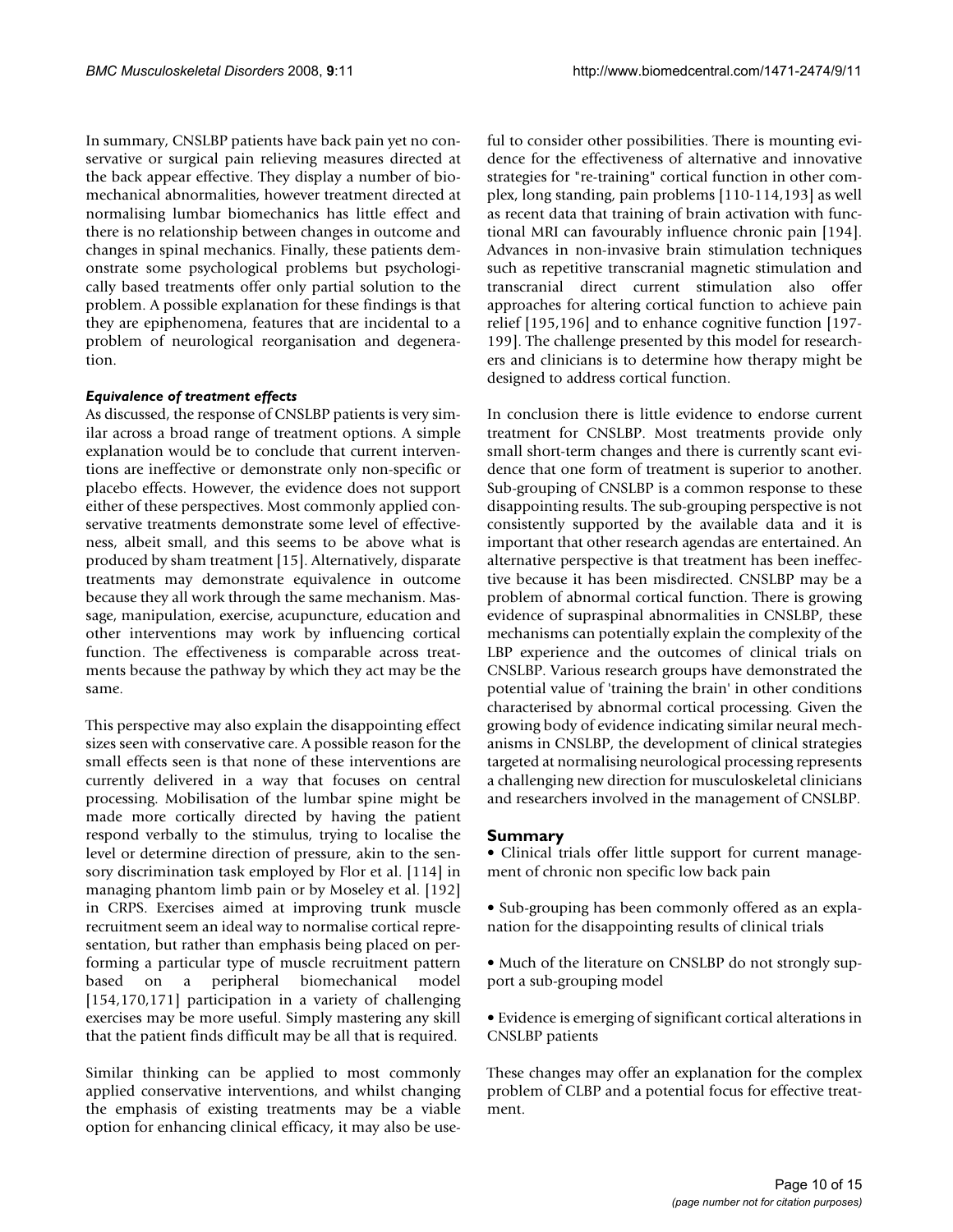In summary, CNSLBP patients have back pain yet no conservative or surgical pain relieving measures directed at the back appear effective. They display a number of biomechanical abnormalities, however treatment directed at normalising lumbar biomechanics has little effect and there is no relationship between changes in outcome and changes in spinal mechanics. Finally, these patients demonstrate some psychological problems but psychologically based treatments offer only partial solution to the problem. A possible explanation for these findings is that they are epiphenomena, features that are incidental to a problem of neurological reorganisation and degeneration.

### *Equivalence of treatment effects*

As discussed, the response of CNSLBP patients is very similar across a broad range of treatment options. A simple explanation would be to conclude that current interventions are ineffective or demonstrate only non-specific or placebo effects. However, the evidence does not support either of these perspectives. Most commonly applied conservative treatments demonstrate some level of effectiveness, albeit small, and this seems to be above what is produced by sham treatment [15]. Alternatively, disparate treatments may demonstrate equivalence in outcome because they all work through the same mechanism. Massage, manipulation, exercise, acupuncture, education and other interventions may work by influencing cortical function. The effectiveness is comparable across treatments because the pathway by which they act may be the same.

This perspective may also explain the disappointing effect sizes seen with conservative care. A possible reason for the small effects seen is that none of these interventions are currently delivered in a way that focuses on central processing. Mobilisation of the lumbar spine might be made more cortically directed by having the patient respond verbally to the stimulus, trying to localise the level or determine direction of pressure, akin to the sensory discrimination task employed by Flor et al. [114] in managing phantom limb pain or by Moseley et al. [192] in CRPS. Exercises aimed at improving trunk muscle recruitment seem an ideal way to normalise cortical representation, but rather than emphasis being placed on performing a particular type of muscle recruitment pattern based on a peripheral biomechanical model [154,170,171] participation in a variety of challenging exercises may be more useful. Simply mastering any skill that the patient finds difficult may be all that is required.

Similar thinking can be applied to most commonly applied conservative interventions, and whilst changing the emphasis of existing treatments may be a viable option for enhancing clinical efficacy, it may also be useful to consider other possibilities. There is mounting evidence for the effectiveness of alternative and innovative strategies for "re-training" cortical function in other complex, long standing, pain problems [110-114,193] as well as recent data that training of brain activation with functional MRI can favourably influence chronic pain [194]. Advances in non-invasive brain stimulation techniques such as repetitive transcranial magnetic stimulation and transcranial direct current stimulation also offer approaches for altering cortical function to achieve pain relief [195,196] and to enhance cognitive function [197-199]. The challenge presented by this model for researchers and clinicians is to determine how therapy might be designed to address cortical function.

In conclusion there is little evidence to endorse current treatment for CNSLBP. Most treatments provide only small short-term changes and there is currently scant evidence that one form of treatment is superior to another. Sub-grouping of CNSLBP is a common response to these disappointing results. The sub-grouping perspective is not consistently supported by the available data and it is important that other research agendas are entertained. An alternative perspective is that treatment has been ineffective because it has been misdirected. CNSLBP may be a problem of abnormal cortical function. There is growing evidence of supraspinal abnormalities in CNSLBP, these mechanisms can potentially explain the complexity of the LBP experience and the outcomes of clinical trials on CNSLBP. Various research groups have demonstrated the potential value of 'training the brain' in other conditions characterised by abnormal cortical processing. Given the growing body of evidence indicating similar neural mechanisms in CNSLBP, the development of clinical strategies targeted at normalising neurological processing represents a challenging new direction for musculoskeletal clinicians and researchers involved in the management of CNSLBP.

## Summary

- Clinical trials offer little support for current management of chronic non specific low back pain
- Sub-grouping has been commonly offered as an explanation for the disappointing results of clinical trials
- Much of the literature on CNSLBP do not strongly support a sub-grouping model
- Evidence is emerging of significant cortical alterations in CNSLBP patients

These changes may offer an explanation for the complex problem of CLBP and a potential focus for effective treatment.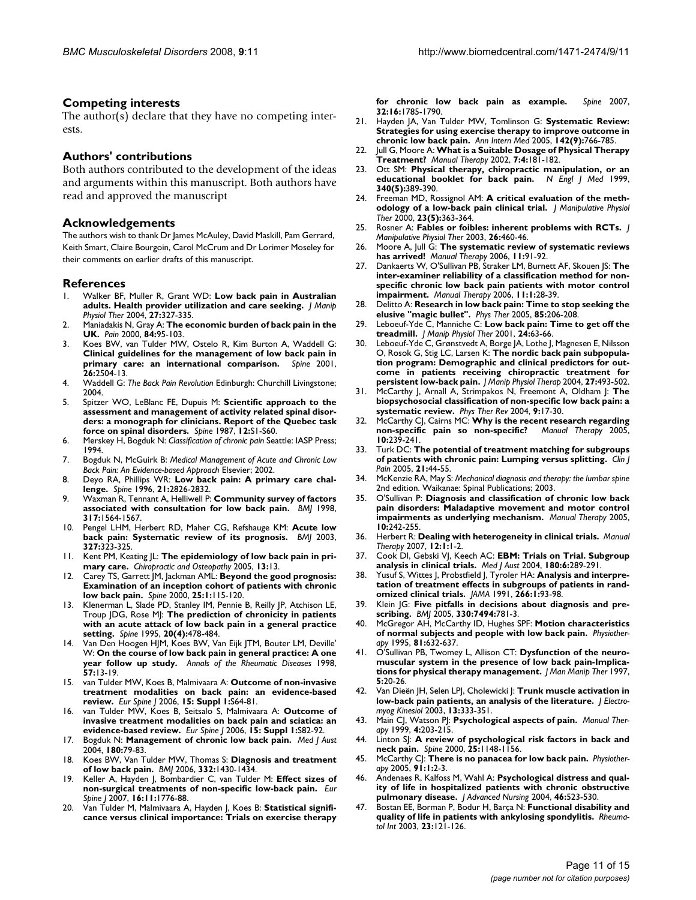## Competing interests

The author(s) declare that they have no competing interests.

## Authors' contributions

Both authors contributed to the development of the ideas and arguments within this manuscript. Both authors have read and approved the manuscript

## Acknowledgements

The authors wish to thank Dr James McAuley, David Maskill, Pam Gerrard, Keith Smart, Claire Bourgoin, Carol McCrum and Dr Lorimer Moseley for their comments on earlier drafts of this manuscript.

## References

1. Walker BF, Muller R, Grant WD: **Low back pain in Australian adults. Health provider utilization and care seeking.** *J Manip Physiol Ther* 2004, **27**:327-335.
2. Maniadakis N, Gray A: **The economic burden of back pain in the UK.** *Pain* 2000, **84**:95-103.
3. Koes BW, van Tulder MW, Ostelo R, Kim Burton A, Waddell G: **Clinical guidelines for the management of low back pain in primary care: an international comparison.** *Spine* 2001, **26**:2504-13.
4. Waddell G: *The Back Pain Revolution* Edinburgh: Churchill Livingstone; 2004.
5. Spitzer WO, LeBlanc FE, Dupuis M: **Scientific approach to the assessment and management of activity related spinal disorders: a monograph for clinicians. Report of the Quebec task force on spinal disorders.** *Spine* 1987, **12**:S1-S60.
6. Merskey H, Bogduk N: *Classification of chronic pain* Seattle: IASP Press; 1994.
7. Bogduk N, McGuirk B: *Medical Management of Acute and Chronic Low Back Pain: An Evidence-based Approach* Elsevier; 2002.
8. Deyo RA, Phillips WR: **Low back pain: A primary care challenge.** *Spine* 1996, **21**:2826-2832.
9. Waxman R, Tennant A, Helliwell P: **Community survey of factors associated with consultation for low back pain.** *BMJ* 1998, **317**:1564-1567.
10. Pengel LHM, Herbert RD, Maher CG, Refshauge KM: **Acute low back pain: Systematic review of its prognosis.** *BMJ* 2003, **327**:323-325.
11. Kent PM, Keating JL: **The epidemiology of low back pain in primary care.** *Chiropractic and Osteopathy* 2005, **13**:13.
12. Carey TS, Garrett JM, Jackman AML: **Beyond the good prognosis: Examination of an inception cohort of patients with chronic low back pain.** *Spine* 2000, **25:1**:115-120.
13. Klenerman L, Slade PD, Stanley IM, Pennie B, Reilly JP, Atchison LE, Troup JDG, Rose MJ: **The prediction of chronicity in patients with an acute attack of low back pain in a general practice setting.** *Spine* 1995, **20(4)**:478-484.
14. Van Den Hoogen HJM, Koes BW, Van Eijk JTM, Bouter LM, Deville' W: **On the course of low back pain in general practice: A one year follow up study.** *Annals of the Rheumatic Diseases* 1998, **57**:13-19.
15. van Tulder MW, Koes B, Malmivaara A: **Outcome of non-invasive treatment modalities on back pain: an evidence-based review.** *Eur Spine J* 2006, **15: Suppl 1**:S64-81.
16. van Tulder MW, Koes B, Seitsalo S, Malmivaara A: **Outcome of invasive treatment modalities on back pain and sciatica: an evidence-based review.** *Eur Spine J* 2006, **15: Suppl 1**:S82-92.
17. Bogduk N: **Management of chronic low back pain.** *Med J Aust* 2004, **180**:79-83.
18. Koes BW, Van Tulder MW, Thomas S: **Diagnosis and treatment of low back pain.** *BMJ* 2006, **332**:1430-1434.
19. Keller A, Hayden J, Bombardier C, van Tulder M: **Effect sizes of non-surgical treatments of non-specific low-back pain.** *Eur Spine J* 2007, **16:11**:1776-88.
20. Van Tulder M, Malmivaara A, Hayden J, Koes B: **Statistical significance versus clinical importance: Trials on exercise therapy for chronic low back pain as example.** *Spine* 2007, **32:16**:1785-1790.
21. Hayden JA, Van Tulder MW, Tomlinson G: **Systematic Review: Strategies for using exercise therapy to improve outcome in chronic low back pain.** *Ann Intern Med* 2005, **142(9)**:766-785.
22. Jull G, Moore A: **What is a Suitable Dosage of Physical Therapy Treatment?** *Manual Therapy* 2002, **7:4**:181-182.
23. Ott SM: **Physical therapy, chiropractic manipulation, or an educational booklet for back pain.** *N Engl J Med* 1999, **340(5)**:389-390.
24. Freeman MD, Rossignol AM: **A critical evaluation of the methodology of a low-back pain clinical trial.** *J Manipulative Physiol Ther* 2000, **23(5)**:363-364.
25. Rosner A: **Fables or foibles: inherent problems with RCTs.** *J Manipulative Physiol Ther* 2003, **26**:460-46.
26. Moore A, Jull G: **The systematic review of systematic reviews has arrived!** *Manual Therapy* 2006, **11**:91-92.
27. Dankaerts W, O'Sullivan PB, Straker LM, Burnett AF, Skouen JS: **The inter-examiner reliability of a classification method for non-specific chronic low back pain patients with motor control impairment.** *Manual Therapy* 2006, **11:1**:28-39.
28. Delitto A: **Research in low back pain: Time to stop seeking the elusive "magic bullet".** *Phys Ther* 2005, **85**:206-208.
29. Leboeuf-Yde C, Manniche C: **Low back pain: Time to get off the treadmill.** *J Manip Physiol Ther* 2001, **24**:63-66.
30. Leboeuf-Yde C, Grønstvedt A, Borge JA, Lothe J, Magnesen E, Nilsson O, Rosok G, Stig LC, Larsen K: **The nordic back pain subpopulation program: Demographic and clinical predictors for outcome in patients receiving chiropractic treatment for persistent low-back pain.** *J Manip Physiol Therap* 2004, **27**:493-502.
31. McCarthy J, Arnall A, Strimpakos N, Freemont A, Oldham J: **The biopsychosocial classification of non-specific low back pain: a systematic review.** *Phys Ther Rev* 2004, **9**:17-30.
32. McCarthy CJ, Cairns MC: **Why is the recent research regarding non-specific pain so non-specific?** *Manual Therapy* 2005, **10**:239-241.
33. Turk DC: **The potential of treatment matching for subgroups of patients with chronic pain: Lumping versus splitting.** *Clin J Pain* 2005, **21**:44-55.
34. McKenzie RA, May S: *Mechanical diagnosis and therapy: the lumbar spine* 2nd edition. Waikanae: Spinal Publications; 2003.
35. O'Sullivan P: **Diagnosis and classification of chronic low back pain disorders: Maladaptive movement and motor control impairments as underlying mechanism.** *Manual Therapy* 2005, **10**:242-255.
36. Herbert R: **Dealing with heterogeneity in clinical trials.** *Manual Therapy* 2007, **12:1**:1-2.
37. Cook DI, Gebski VJ, Keech AC: **EBM: Trials on Trial. Subgroup analysis in clinical trials.** *Med J Aust* 2004, **180:6**:289-291.
38. Yusuf S, Wittes J, Probstfield J, Tyroler HA: **Analysis and interpretation of treatment effects in subgroups of patients in randomized clinical trials.** *JAMA* 1991, **266:1**:93-98.
39. Klein JG: **Five pitfalls in decisions about diagnosis and prescribing.** *BMJ* 2005, **330:7494**:781-3.
40. McGregor AH, McCarthy ID, Hughes SPF: **Motion characteristics of normal subjects and people with low back pain.** *Physiotherapy* 1995, **81**:632-637.
41. O'Sullivan PB, Twomey L, Allison CT: **Dysfunction of the neuromuscular system in the presence of low back pain-Implications for physical therapy management.** *J Man Manip Ther* 1997, **5**:20-26.
42. Van Dieën JH, Selen LPJ, Cholewicki J: **Trunk muscle activation in low-back pain patients, an analysis of the literature.** *J Electromyog Kinesiol* 2003, **13**:333-351.
43. Main CJ, Watson PJ: **Psychological aspects of pain.** *Manual Therapy* 1999, **4**:203-215.
44. Linton SJ: **A review of psychological risk factors in back and neck pain.** *Spine* 2000, **25**:1148-1156.
45. McCarthy CJ: **There is no panacea for low back pain.** *Physiotherapy* 2005, **91:1**:2-3.
46. Andenaes R, Kalfoss M, Wahl A: **Psychological distress and quality of life in hospitalized patients with chronic obstructive pulmonary disease.** *J Advanced Nursing* 2004, **46**:523-530.
47. Bostan EE, Borman P, Bodur H, Barça N: **Functional disability and quality of life in patients with ankylosing spondylitis.** *Rheumatol Int* 2003, **23**:121-126.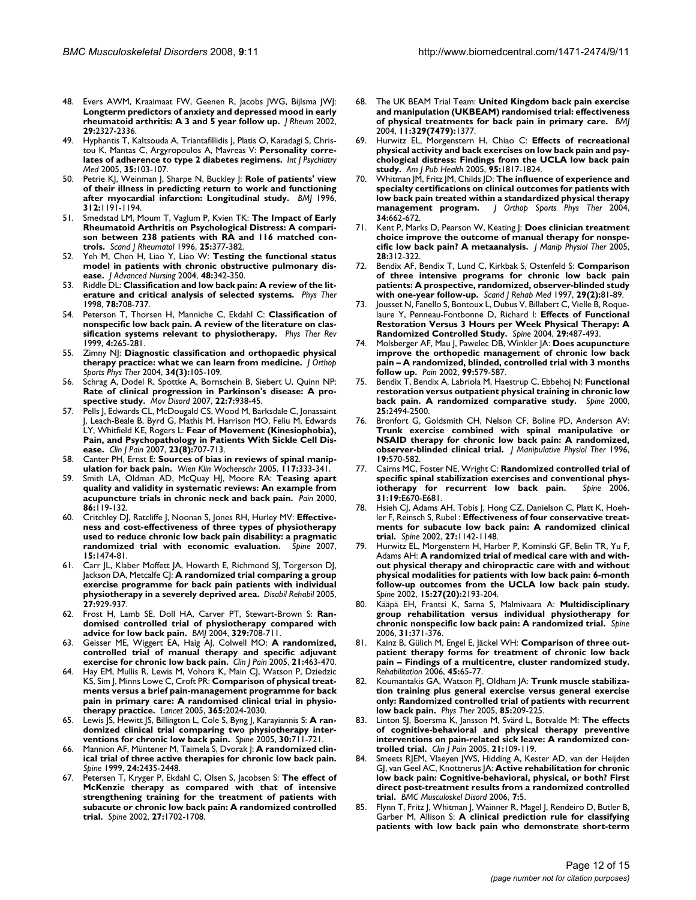48. Evers AWM, Kraaimaat FW, Geenen R, Jacobs JWG, Bijlsma JWJ: **Longterm predictors of anxiety and depressed mood in early rheumatoid arthritis: A 3 and 5 year follow up.** *J Rheum* 2002, **29:**2327-2336.
49. Hyphantis T, Kaltsouda A, Triantafillidis J, Platis O, Karadagi S, Christou K, Mantas C, Argyropoulos A, Mavreas V: **Personality correlates of adherence to type 2 diabetes regimens.** *Int J Psychiatry Med* 2005, **35:**103-107.
50. Petrie KJ, Weinman J, Sharpe N, Buckley J: **Role of patients' view of their illness in predicting return to work and functioning after myocardial infarction: Longitudinal study.** *BMJ* 1996, **312:**1191-1194.
51. Smedstad LM, Moum T, Vaglum P, Kvien TK: **The Impact of Early Rheumatoid Arthritis on Psychological Distress: A comparison between 238 patients with RA and 116 matched controls.** *Scand J Rheumatol* 1996, **25:**377-382.
52. Yeh M, Chen H, Liao Y, Liao W: **Testing the functional status model in patients with chronic obstructive pulmonary disease.** *J Advanced Nursing* 2004, **48:**342-350.
53. Riddle DL: **Classification and low back pain: A review of the literature and critical analysis of selected systems.** *Phys Ther* 1998, **78:**708-737.
54. Peterson T, Thorsen H, Manniche C, Ekdahl C: **Classification of nonspecific low back pain. A review of the literature on classification systems relevant to physiotherapy.** *Phys Ther Rev* 1999, **4:**265-281.
55. Zimny NJ: **Diagnostic classification and orthopaedic physical therapy practice: what we can learn from medicine.** *J Orthop Sports Phys Ther* 2004, **34(3):**105-109.
56. Schrag A, Dodel R, Spottke A, Bornschein B, Siebert U, Quinn NP: **Rate of clinical progression in Parkinson's disease: A prospective study.** *Mov Disord* 2007, **22:7:**938-45.
57. Pells J, Edwards CL, McDougald CS, Wood M, Barksdale C, Jonassaint J, Leach-Beale B, Byrd G, Mathis M, Harrison MO, Feliu M, Edwards LY, Whitfield KE, Rogers L: **Fear of Movement (Kinesiophobia), Pain, and Psychopathology in Patients With Sickle Cell Disease.** *Clin J Pain* 2007, **23(8):**707-713.
58. Canter PH, Ernst E: **Sources of bias in reviews of spinal manipulation for back pain.** *Wien Klin Wochenschr* 2005, **117:**333-341.
59. Smith LA, Oldman AD, McQuay HJ, Moore RA: **Teasing apart quality and validity in systematic reviews: An example from acupuncture trials in chronic neck and back pain.** *Pain* 2000, **86:**119-132.
60. Critchley DJ, Ratcliffe J, Noonan S, Jones RH, Hurley MV: **Effectiveness and cost-effectiveness of three types of physiotherapy used to reduce chronic low back pain disability: a pragmatic randomized trial with economic evaluation.** *Spine* 2007, **15:**1474-81.
61. Carr JL, Klaber Moffett JA, Howarth E, Richmond SJ, Torgerson DJ, Jackson DA, Metcalfe CJ: **A randomized trial comparing a group exercise programme for back pain patients with individual physiotherapy in a severely deprived area.** *Disabil Rehabil* 2005, **27:**929-937.
62. Frost H, Lamb SE, Doll HA, Carver PT, Stewart-Brown S: **Randomised controlled trial of physiotherapy compared with advice for low back pain.** *BMJ* 2004, **329:**708-711.
63. Geisser ME, Wiggert EA, Haig AJ, Colwell MO: **A randomized, controlled trial of manual therapy and specific adjuvant exercise for chronic low back pain.** *Clin J Pain* 2005, **21:**463-470.
64. Hay EM, Mullis R, Lewis M, Vohora K, Main CJ, Watson P, Dziedzic KS, Sim J, Minns Lowe C, Croft PR: **Comparison of physical treatments versus a brief pain-management programme for back pain in primary care: A randomised clinical trial in physiotherapy practice.** *Lancet* 2005, **365:**2024-2030.
65. Lewis JS, Hewitt JS, Billington L, Cole S, Byng J, Karayiannis S: **A randomized clinical trial comparing two physiotherapy interventions for chronic low back pain.** *Spine* 2005, **30:**711-721.
66. Mannion AF, Müntener M, Taimela S, Dvorak J: **A randomized clinical trial of three active therapies for chronic low back pain.** *Spine* 1999, **24:**2435-2448.
67. Petersen T, Kryger P, Ekdahl C, Olsen S, Jacobsen S: **The effect of McKenzie therapy as compared with that of intensive strengthening training for the treatment of patients with subacute or chronic low back pain: A randomized controlled trial.** *Spine* 2002, **27:**1702-1708.
68. The UK BEAM Trial Team: **United Kingdom back pain exercise and manipulation (UKBEAM) randomised trial: effectiveness of physical treatments for back pain in primary care.** *BMJ* 2004, **11:329(7479):**1377.
69. Hurwitz EL, Morgenstern H, Chiao C: **Effects of recreational physical activity and back exercises on low back pain and psychological distress: Findings from the UCLA low back pain study.** *Am J Pub Health* 2005, **95:**1817-1824.
70. Whitman JM, Fritz JM, Childs JD: **The influence of experience and specialty certifications on clinical outcomes for patients with low back pain treated within a standardized physical therapy management program.** *J Orthop Sports Phys Ther* 2004, **34:**662-672.
71. Kent P, Marks D, Pearson W, Keating J: **Does clinician treatment choice improve the outcome of manual therapy for nonspecific low back pain? A metaanalysis.** *J Manip Physiol Ther* 2005, **28:**312-322.
72. Bendix AF, Bendix T, Lund C, Kirkbak S, Ostenfeld S: **Comparison of three intensive programs for chronic low back pain patients: A prospective, randomized, observer-blinded study with one-year follow-up.** *Scand J Rehab Med* 1997, **29(2):**81-89.
73. Jousset N, Fanello S, Bontoux L, Dubus V, Billabert C, Vielle B, Roquelaure Y, Penneau-Fontbonne D, Richard I: **Effects of Functional Restoration Versus 3 Hours per Week Physical Therapy: A Randomized Controlled Study.** *Spine* 2004, **29:**487-493.
74. Molsberger AF, Mau J, Pawelec DB, Winkler JA: **Does acupuncture improve the orthopedic management of chronic low back pain – A randomized, blinded, controlled trial with 3 months follow up.** *Pain* 2002, **99:**579-587.
75. Bendix T, Bendix A, Labriola M, Haestrup C, Ebbehoj N: **Functional restoration versus outpatient physical training in chronic low back pain. A randomized comparative study.** *Spine* 2000, **25:**2494-2500.
76. Bronfort G, Goldsmith CH, Nelson CF, Boline PD, Anderson AV: **Trunk exercise combined with spinal manipulative or NSAID therapy for chronic low back pain: A randomized, observer-blinded clinical trial.** *J Manipulative Physiol Ther* 1996, **19:**570-582.
77. Cairns MC, Foster NE, Wright C: **Randomized controlled trial of specific spinal stabilization exercises and conventional physiotherapy for recurrent low back pain.** *Spine* 2006, **31:19:**E670-E681.
78. Hsieh CJ, Adams AH, Tobis J, Hong CZ, Danielson C, Platt K, Hoehler F, Reinsch S, Rubel : **Effectiveness of four conservative treatments for subacute low back pain: A randomized clinical trial.** *Spine* 2002, **27:**1142-1148.
79. Hurwitz EL, Morgenstern H, Harber P, Kominski GF, Belin TR, Yu F, Adams AH: **A randomized trial of medical care with and without physical therapy and chiropractic care with and without physical modalities for patients with low back pain: 6-month follow-up outcomes from the UCLA low back pain study.** *Spine* 2002, **15:27(20):**2193-204.
80. Kääpä EH, Frantsi K, Sarna S, Malmivaara A: **Multidisciplinary group rehabilitation versus individual physiotherapy for chronic nonspecific low back pain: A randomized trial.** *Spine* 2006, **31:**371-376.
81. Kainz B, Gülich M, Engel E, Jäckel WH: **Comparison of three outpatient therapy forms for treatment of chronic low back pain – Findings of a multicentre, cluster randomized study.** *Rehabilitation* 2006, **45:**65-77.
82. Koumantakis GA, Watson PJ, Oldham JA: **Trunk muscle stabilization training plus general exercise versus general exercise only: Randomized controlled trial of patients with recurrent low back pain.** *Phys Ther* 2005, **85:**209-225.
83. Linton SJ, Boersma K, Jansson M, Svärd L, Botvalde M: **The effects of cognitive-behavioral and physical therapy preventive interventions on pain-related sick leave: A randomized controlled trial.** *Clin J Pain* 2005, **21:**109-119.
84. Smeets RJEM, Vlaeyen JWS, Hidding A, Kester AD, van der Heijden GJ, van Geel AC, Knottnerus JA: **Active rehabilitation for chronic low back pain: Cognitive-behavioral, physical, or both? First direct post-treatment results from a randomized controlled trial.** *BMC Musculoskel Disord* 2006, **7:**5.
85. Flynn T, Fritz J, Whitman J, Wainner R, Magel J, Rendeiro D, Butler B, Garber M, Allison S: **A clinical prediction rule for classifying patients with low back pain who demonstrate short-term**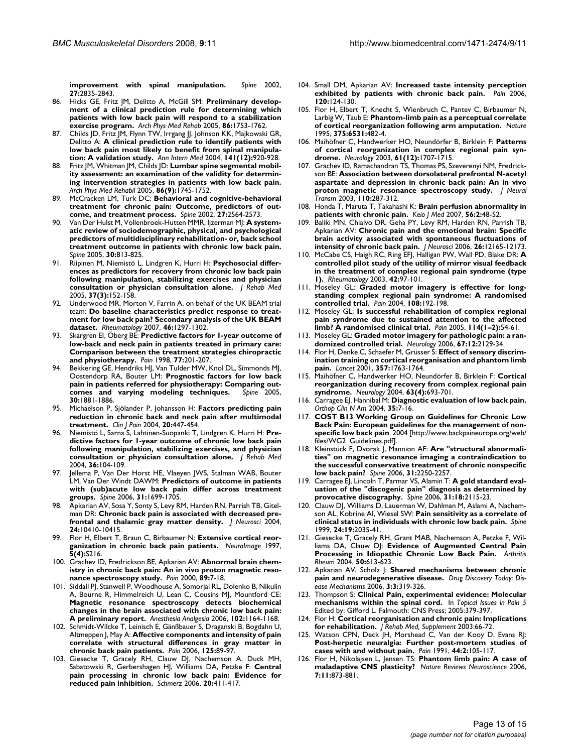**improvement with spinal manipulation.** *Spine* 2002, **27:**2835-2843.

86. Hicks GE, Fritz JM, Delitto A, McGill SM: **Preliminary development of a clinical prediction rule for determining which patients with low back pain will respond to a stabilization exercise program.** *Arch Phys Med Rehab* 2005, **86:**1753-1762.
87. Childs JD, Fritz JM, Flynn TW, Irrgang JJ, Johnson KK, Majkowski GR, Delitto A: **A clinical prediction rule to identify patients with low back pain most likely to benefit from spinal manipulation: A validation study.** *Ann Intern Med* 2004, **141(12):**920-928.
88. Fritz JM, Whitman JM, Childs JD: **Lumbar spine segmental mobility assessment: an examination of the validity for determining intervention strategies in patients with low back pain.** *Arch Phys Med Rehabil* 2005, **86(9):**1745-1752.
89. McCracken LM, Turk DC: **Behavioral and cognitive-behavioral treatment for chronic pain: Outcome, predictors of outcome, and treatment process.** *Spine* 2002, **27:**2564-2573.
90. Van Der Hulst M, Vollenbroek-Hutten MMR, Ijzerman MJ: **A systematic review of sociodemographic, physical, and psychological predictors of multidisciplinary rehabilitation- or, back school treatment outcome in patients with chronic low back pain.** *Spine* 2005, **30:**813-825.
91. Riipinen M, Niemistö L, Lindgren K, Hurri H: **Psychosocial differences as predictors for recovery from chronic low back pain following manipulation, stabilizing exercises and physician consultation or physician consultation alone.** *J Rehab Med* 2005, **37(3):**152-158.
92. Underwood MR, Morton V, Farrin A, on behalf of the UK BEAM trial team: **Do baseline characteristics predict response to treatment for low back pain? Secondary analysis of the UK BEAM dataset.** *Rheumatology* 2007, **46:**1297-1302.
93. Skargren EI, Öberg BE: **Predictive factors for 1-year outcome of low-back and neck pain in patients treated in primary care: Comparison between the treatment strategies chiropractic and physiotherapy.** *Pain* 1998, **77:**201-207.
94. Bekkering GE, Hendriks HJ, Van Tulder MW, Knol DL, Simmonds MJ, Oostendorp RA, Bouter LM: **Prognostic factors for low back pain in patients referred for physiotherapy: Comparing outcomes and varying modeling techniques.** *Spine* 2005, **30:**1881-1886.
95. Michaelson P, Sjölander P, Johansson H: **Factors predicting pain reduction in chronic back and neck pain after multimodal treatment.** *Clin J Pain* 2004, **20:**447-454.
96. Niemistö L, Sarna S, Lahtinen-Suopanki T, Lindgren K, Hurri H: **Predictive factors for 1-year outcome of chronic low back pain following manipulation, stabilizing exercises, and physician consultation or physician consultation alone.** *J Rehab Med* 2004, **36:**104-109.
97. Jellema P, Van Der Horst HE, Vlaeyen JWS, Stalman WAB, Bouter LM, Van Der Windt DAWM: **Predictors of outcome in patients with (sub)acute low back pain differ across treatment groups.** *Spine* 2006, **31:**1699-1705.
98. Apkarian AV, Sosa Y, Sonty S, Levy RM, Harden RN, Parrish TB, Gitelman DR: **Chronic back pain is associated with decreased prefrontal and thalamic gray matter density.** *J Neurosci* 2004, **24:**10410-10415.
99. Flor H, Elbert T, Braun C, Birbaumer N: **Extensive cortical reorganization in chronic back pain patients.** *NeuroImage* 1997, **5(4):**S216.
100. Grachev ID, Fredrickson BE, Apkarian AV: **Abnormal brain chemistry in chronic back pain: An in vivo proton magnetic resonance spectroscopy study.** *Pain* 2000, **89:**7-18.
101. Siddall PJ, Stanwell P, Woodhouse A, Somorjai RL, Dolenko B, Nikulin A, Bourne R, Himmelreich U, Lean C, Cousins MJ, Mountford CE: **Magnetic resonance spectroscopy detects biochemical changes in the brain associated with chronic low back pain: A preliminary report.** *Anesthesia Analgesia* 2006, **102:**1164-1168.
102. Schmidt-Wilcke T, Leinisch E, Gänßbauer S, Draganski B, Bogdahn U, Altmeppen J, May A: **Affective components and intensity of pain correlate with structural differences in gray matter in chronic back pain patients.** *Pain* 2006, **125:**89-97.
103. Giesecke T, Gracely RH, Clauw DJ, Nachemson A, Duck MH, Sabatowski R, Gerbershagen HJ, Williams DA, Petzke F: **Central pain processing in chronic low back pain: Evidence for reduced pain inhibition.** *Schmerz* 2006, **20:**411-417.
104. Small DM, Apkarian AV: **Increased taste intensity perception exhibited by patients with chronic back pain.** *Pain* 2006, **120:**124-130.
105. Flor H, Elbert T, Knecht S, Wienbruch C, Pantev C, Birbaumer N, Larbig W, Taub E: **Phantom-limb pain as a perceptual correlate of cortical reorganization following arm amputation.** *Nature* 1995, **375:6531:**482-4.
106. Maihöfner C, Handwerker HO, Neundörfer B, Birklein F: **Patterns of cortical reorganization in complex regional pain syndrome.** *Neurology* 2003, **61(12):**1707-1715.
107. Grachev ID, Ramachandran TS, Thomas PS, Szeverenyi NM, Fredrickson BE: **Association between dorsolateral prefrontal N-acetyl aspartate and depression in chronic back pain: An in vivo proton magnetic resonance spectroscopy study.** *J Neural Transm* 2003, **110:**287-312.
108. Honda T, Maruta T, Takahashi K: **Brain perfusion abnormality in patients with chronic pain.** *Keio J Med* 2007, **56:2:**48-52.
109. Baliki MN, Chialvo DR, Geha PY, Levy RM, Harden RN, Parrish TB, Apkarian AV: **Chronic pain and the emotional brain: Specific brain activity associated with spontaneous fluctuations of intensity of chronic back pain.** *J Neurosci* 2006, **26:**12165-12173.
110. McCabe CS, Haigh RC, Ring EFJ, Halligan PW, Wall PD, Blake DR: **A controlled pilot study of the utility of mirror visual feedback in the treatment of complex regional pain syndrome (type 1).** *Rheumatology* 2003, **42:**97-101.
111. Moseley GL: **Graded motor imagery is effective for long-standing complex regional pain syndrome: A randomised controlled trial.** *Pain* 2004, **108:**192-198.
112. Moseley GL: **Is successful rehabilitation of complex regional pain syndrome due to sustained attention to the affected limb? A randomised clinical trial.** *Pain* 2005, **114(1–2):**54-61.
113. Moseley GL: **Graded motor imagery for pathologic pain: a randomized controlled trial.** *Neurology* 2006, **67:12:**2129-34.
114. Flor H, Denke C, Schaefer M, Grüsser S: **Effect of sensory discrimination training on cortical reorganisation and phantom limb pain.** *Lancet* 2001, **357:**1763-1764.
115. Maihöfner C, Handwerker HO, Neundörfer B, Birklein F: **Cortical reorganization during recovery from complex regional pain syndrome.** *Neurology* 2004, **63(4):**693-701.
116. Carragee EJ, Hannibal M: **Diagnostic evaluation of low back pain.** *Orthop Clin N Am* 2004, **35:**7-16.
117. **COST B13 Working Group on Guidelines for Chronic Low Back Pain: European guidelines for the management of non-specific low back pain** 2004 [http://www.backpaineurope.org/web/files/WG2_Guidelines.pdf].
118. Kleinstück F, Dvorak J, Mannion AF: **Are "structural abnormalities" on magnetic resonance imaging a contraindication to the successful conservative treatment of chronic nonspecific low back pain?** *Spine* 2006, **31:**2250-2257.
119. Carragee EJ, Lincoln T, Parmar VS, Alamin T: **A gold standard evaluation of the "discogenic pain" diagnosis as determined by provocative discography.** *Spine* 2006, **31:18:**2115-23.
120. Clauw DJ, Williams D, Lauerman W, Dahlman M, Aslami A, Nachemson AL, Kobrine AI, Wiesel SW: **Pain sensitivity as a correlate of clinical status in individuals with chronic low back pain.** *Spine* 1999, **24:19:**2035-41.
121. Giesecke T, Gracely RH, Grant MAB, Nachemson A, Petzke F, Williams DA, Clauw DJ: **Evidence of Augmented Central Pain Processing in Idiopathic Chronic Low Back Pain.** *Arthritis Rheum* 2004, **50:**613-623.
122. Apkarian AV, Scholz J: **Shared mechanisms between chronic pain and neurodegenerative disease.** *Drug Discovery Today: Disease Mechanisms* 2006, **3:3:**319-326.
123. Thompson S: **Clinical Pain, experimental evidence: Molecular mechanisms within the spinal cord.** In *Topical Issues in Pain 5* Edited by: Gifford L. Falmouth: CNS Press; 2005:379-397.
124. Flor H: **Cortical reorganisation and chronic pain: Implications for rehabilitation.** *J Rehab Med, Supplement* 2003:66-72.
125. Watson CPN, Deck JH, Morshead C, Van der Kooy D, Evans RJ: **Post-herpetic neuralgia: Further post-mortem studies of cases with and without pain.** *Pain* 1991, **44:2:**105-117.
126. Flor H, Nikolajsen L, Jensen TS: **Phantom limb pain: A case of maladaptive CNS plasticity?** *Nature Reviews Neuroscience* 2006, **7:11:**873-881.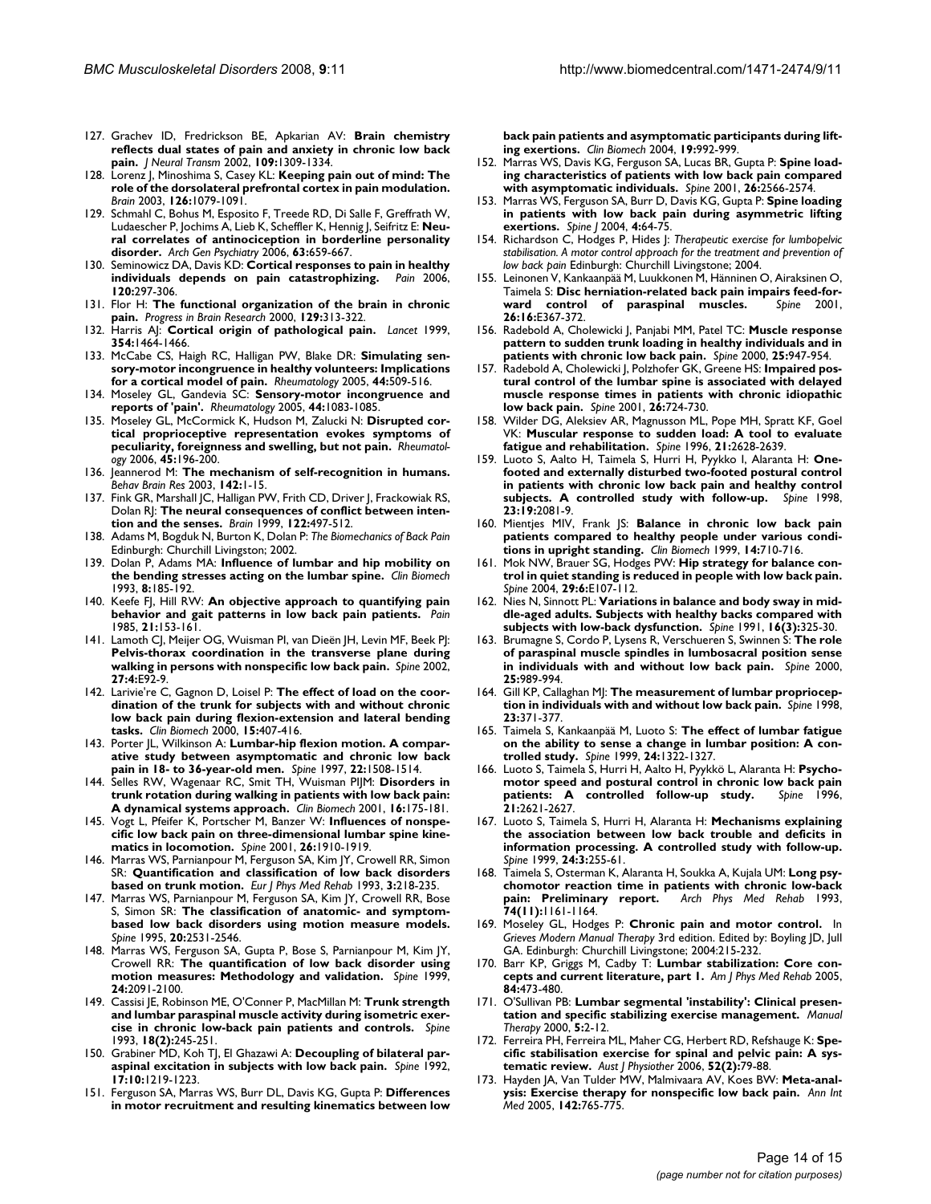127. Grachev ID, Fredrickson BE, Apkarian AV: **Brain chemistry reflects dual states of pain and anxiety in chronic low back pain.** *J Neural Transm* 2002, **109:**1309-1334.
128. Lorenz J, Minoshima S, Casey KL: **Keeping pain out of mind: The role of the dorsolateral prefrontal cortex in pain modulation.** *Brain* 2003, **126:**1079-1091.
129. Schmahl C, Bohus M, Esposito F, Treede RD, Di Salle F, Greffrath W, Ludaescher P, Jochims A, Lieb K, Scheffler K, Hennig J, Seifritz E: **Neural correlates of antinociception in borderline personality disorder.** *Arch Gen Psychiatry* 2006, **63:**659-667.
130. Seminowicz DA, Davis KD: **Cortical responses to pain in healthy individuals depends on pain catastrophizing.** *Pain* 2006, **120:**297-306.
131. Flor H: **The functional organization of the brain in chronic pain.** *Progress in Brain Research* 2000, **129:**313-322.
132. Harris AJ: **Cortical origin of pathological pain.** *Lancet* 1999, **354:**1464-1466.
133. McCabe CS, Haigh RC, Halligan PW, Blake DR: **Simulating sensory-motor incongruence in healthy volunteers: Implications for a cortical model of pain.** *Rheumatology* 2005, **44:**509-516.
134. Moseley GL, Gandevia SC: **Sensory-motor incongruence and reports of 'pain'.** *Rheumatology* 2005, **44:**1083-1085.
135. Moseley GL, McCormick K, Hudson M, Zalucki N: **Disrupted cortical proprioceptive representation evokes symptoms of peculiarity, foreignness and swelling, but not pain.** *Rheumatology* 2006, **45:**196-200.
136. Jeannerod M: **The mechanism of self-recognition in humans.** *Behav Brain Res* 2003, **142:**1-15.
137. Fink GR, Marshall JC, Halligan PW, Frith CD, Driver J, Frackowiak RS, Dolan RJ: **The neural consequences of conflict between intention and the senses.** *Brain* 1999, **122:**497-512.
138. Adams M, Bogduk N, Burton K, Dolan P: *The Biomechanics of Back Pain* Edinburgh: Churchill Livingston; 2002.
139. Dolan P, Adams MA: **Influence of lumbar and hip mobility on the bending stresses acting on the lumbar spine.** *Clin Biomech* 1993, **8:**185-192.
140. Keefe FJ, Hill RW: **An objective approach to quantifying pain behavior and gait patterns in low back pain patients.** *Pain* 1985, **21:**153-161.
141. Lamoth CJ, Meijer OG, Wuisman PI, van Dieën JH, Levin MF, Beek PJ: **Pelvis-thorax coordination in the transverse plane during walking in persons with nonspecific low back pain.** *Spine* 2002, **27:4:**E92-9.
142. Larivie're C, Gagnon D, Loisel P: **The effect of load on the coordination of the trunk for subjects with and without chronic low back pain during flexion-extension and lateral bending tasks.** *Clin Biomech* 2000, **15:**407-416.
143. Porter JL, Wilkinson A: **Lumbar-hip flexion motion. A comparative study between asymptomatic and chronic low back pain in 18- to 36-year-old men.** *Spine* 1997, **22:**1508-1514.
144. Selles RW, Wagenaar RC, Smit TH, Wuisman PIJM: **Disorders in trunk rotation during walking in patients with low back pain: A dynamical systems approach.** *Clin Biomech* 2001, **16:**175-181.
145. Vogt L, Pfeifer K, Portscher M, Banzer W: **Influences of nonspecific low back pain on three-dimensional lumbar spine kinematics in locomotion.** *Spine* 2001, **26:**1910-1919.
146. Marras WS, Parnianpour M, Ferguson SA, Kim JY, Crowell RR, Simon SR: **Quantification and classification of low back disorders based on trunk motion.** *Eur J Phys Med Rehab* 1993, **3:**218-235.
147. Marras WS, Parnianpour M, Ferguson SA, Kim JY, Crowell RR, Bose S, Simon SR: **The classification of anatomic- and symptom-based low back disorders using motion measure models.** *Spine* 1995, **20:**2531-2546.
148. Marras WS, Ferguson SA, Gupta P, Bose S, Parnianpour M, Kim JY, Crowell RR: **The quantification of low back disorder using motion measures: Methodology and validation.** *Spine* 1999, **24:**2091-2100.
149. Cassisi JE, Robinson ME, O'Conner P, MacMillan M: **Trunk strength and lumbar paraspinal muscle activity during isometric exercise in chronic low-back pain patients and controls.** *Spine* 1993, **18(2):**245-251.
150. Grabiner MD, Koh TJ, El Ghazawi A: **Decoupling of bilateral paraspinal excitation in subjects with low back pain.** *Spine* 1992, **17:10:**1219-1223.
151. Ferguson SA, Marras WS, Burr DL, Davis KG, Gupta P: **Differences in motor recruitment and resulting kinematics between low back pain patients and asymptomatic participants during lifting exertions.** *Clin Biomech* 2004, **19:**992-999.
152. Marras WS, Davis KG, Ferguson SA, Lucas BR, Gupta P: **Spine loading characteristics of patients with low back pain compared with asymptomatic individuals.** *Spine* 2001, **26:**2566-2574.
153. Marras WS, Ferguson SA, Burr D, Davis KG, Gupta P: **Spine loading in patients with low back pain during asymmetric lifting exertions.** *Spine J* 2004, **4:**64-75.
154. Richardson C, Hodges P, Hides J: *Therapeutic exercise for lumbopelvic stabilisation. A motor control approach for the treatment and prevention of low back pain* Edinburgh: Churchill Livingstone; 2004.
155. Leinonen V, Kankaanpää M, Luukkonen M, Hänninen O, Airaksinen O, Taimela S: **Disc herniation-related back pain impairs feed-forward control of paraspinal muscles.** *Spine* 2001, **26:16:**E367-372.
156. Radebold A, Cholewicki J, Panjabi MM, Patel TC: **Muscle response pattern to sudden trunk loading in healthy individuals and in patients with chronic low back pain.** *Spine* 2000, **25:**947-954.
157. Radebold A, Cholewicki J, Polzhofer GK, Greene HS: **Impaired postural control of the lumbar spine is associated with delayed muscle response times in patients with chronic idiopathic low back pain.** *Spine* 2001, **26:**724-730.
158. Wilder DG, Aleksiev AR, Magnusson ML, Pope MH, Spratt KF, Goel VK: **Muscular response to sudden load: A tool to evaluate fatigue and rehabilitation.** *Spine* 1996, **21:**2628-2639.
159. Luoto S, Aalto H, Taimela S, Hurri H, Pyykko I, Alaranta H: **One-footed and externally disturbed two-footed postural control in patients with chronic low back pain and healthy control subjects. A controlled study with follow-up.** *Spine* 1998, **23:19:**2081-9.
160. Mientjes MIV, Frank JS: **Balance in chronic low back pain patients compared to healthy people under various conditions in upright standing.** *Clin Biomech* 1999, **14:**710-716.
161. Mok NW, Brauer SG, Hodges PW: **Hip strategy for balance control in quiet standing is reduced in people with low back pain.** *Spine* 2004, **29:6:**E107-112.
162. Nies N, Sinnott PL: **Variations in balance and body sway in middle-aged adults. Subjects with healthy backs compared with subjects with low-back dysfunction.** *Spine* 1991, **16(3):**325-30.
163. Brumagne S, Cordo P, Lysens R, Verschueren S, Swinnen S: **The role of paraspinal muscle spindles in lumbosacral position sense in individuals with and without low back pain.** *Spine* 2000, **25:**989-994.
164. Gill KP, Callaghan MJ: **The measurement of lumbar proprioception in individuals with and without low back pain.** *Spine* 1998, **23:**371-377.
165. Taimela S, Kankaanpää M, Luoto S: **The effect of lumbar fatigue on the ability to sense a change in lumbar position: A controlled study.** *Spine* 1999, **24:**1322-1327.
166. Luoto S, Taimela S, Hurri H, Aalto H, Pyykkö I, Alaranta H: **Psychomotor speed and postural control in chronic low back pain patients: A controlled follow-up study.** *Spine* 1996, **21:**2621-2627.
167. Luoto S, Taimela S, Hurri H, Alaranta H: **Mechanisms explaining the association between low back trouble and deficits in information processing. A controlled study with follow-up.** *Spine* 1999, **24:3:**255-61.
168. Taimela S, Osterman K, Alaranta H, Soukka A, Kujala UM: **Long psychomotor reaction time in patients with chronic low-back pain: Preliminary report.** *Arch Phys Med Rehab* 1993, **74(11):**1161-1164.
169. Moseley GL, Hodges P: **Chronic pain and motor control.** In *Grieves Modern Manual Therapy* 3rd edition. Edited by: Boyling JD, Jull GA. Edinburgh: Churchill Livingstone; 2004:215-232.
170. Barr KP, Griggs M, Cadby T: **Lumbar stabilization: Core concepts and current literature, part 1.** *Am J Phys Med Rehab* 2005, **84:**473-480.
171. O'Sullivan PB: **Lumbar segmental 'instability': Clinical presentation and specific stabilizing exercise management.** *Manual Therapy* 2000, **5:**2-12.
172. Ferreira PH, Ferreira ML, Maher CG, Herbert RD, Refshauge K: **Specific stabilisation exercise for spinal and pelvic pain: A systematic review.** *Aust J Physiother* 2006, **52(2):**79-88.
173. Hayden JA, van Tulder MW, Malmivaara AV, Koes BW: **Meta-analysis: Exercise therapy for nonspecific low back pain.** *Ann Int Med* 2005, **142:**765-775.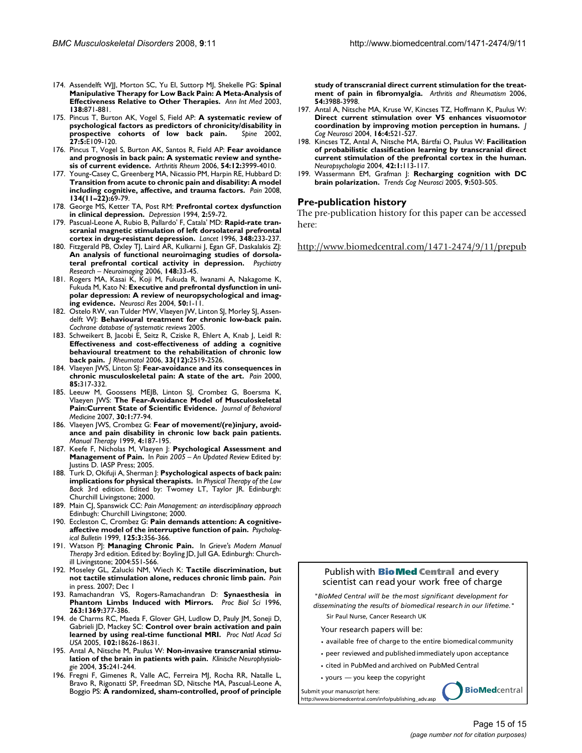174. Assendelft WJJ, Morton SC, Yu EI, Suttorp MJ, Shekelle PG: **Spinal Manipulative Therapy for Low Back Pain: A Meta-Analysis of Effectiveness Relative to Other Therapies.** *Ann Int Med* 2003, **138:**871-881.
175. Pincus T, Burton AK, Vogel S, Field AP: **A systematic review of psychological factors as predictors of chronicity/disability in prospective cohorts of low back pain.** *Spine* 2002, **27:5:**E109-120.
176. Pincus T, Vogel S, Burton AK, Santos R, Field AP: **Fear avoidance and prognosis in back pain: A systematic review and synthesis of current evidence.** *Arthritis Rheum* 2006, **54:12:**3999-4010.
177. Young-Casey C, Greenberg MA, Nicassio PM, Harpin RE, Hubbard D: **Transition from acute to chronic pain and disability: A model including cognitive, affective, and trauma factors.** *Pain* 2008, **134(11–22):**69-79.
178. George MS, Ketter TA, Post RM: **Prefrontal cortex dysfunction in clinical depression.** *Depression* 1994, **2:**59-72.
179. Pascual-Leone A, Rubio B, Pallardo' F, Catala' MD: **Rapid-rate transcranial magnetic stimulation of left dorsolateral prefrontal cortex in drug-resistant depression.** *Lancet* 1996, **348:**233-237.
180. Fitzgerald PB, Oxley TJ, Laird AR, Kulkarni J, Egan GF, Daskalakis ZJ: **An analysis of functional neuroimaging studies of dorsolateral prefrontal cortical activity in depression.** *Psychiatry Research – Neuroimaging* 2006, **148:**33-45.
181. Rogers MA, Kasai K, Koji M, Fukuda R, Iwanami A, Nakagome K, Fukuda M, Kato N: **Executive and prefrontal dysfunction in unipolar depression: A review of neuropsychological and imaging evidence.** *Neurosci Res* 2004, **50:**1-11.
182. Ostelo RW, van Tulder MW, Vlaeyen JW, Linton SJ, Morley SJ, Assendelft WJ: **Behavioural treatment for chronic low-back pain.** *Cochrane database of systematic reviews* 2005.
183. Schweikert B, Jacobi E, Seitz R, Cziske R, Ehlert A, Knab J, Leidl R: **Effectiveness and cost-effectiveness of adding a cognitive behavioural treatment to the rehabilitation of chronic low back pain.** *J Rheumatol* 2006, **33(12):**2519-2526.
184. Vlaeyen JWS, Linton SJ: **Fear-avoidance and its consequences in chronic musculoskeletal pain: A state of the art.** *Pain* 2000, **85:**317-332.
185. Leeuw M, Goossens MEJB, Linton SJ, Crombez G, Boersma K, Vlaeyen JWS: **The Fear-Avoidance Model of Musculoskeletal Pain:Current State of Scientific Evidence.** *Journal of Behavioral Medicine* 2007, **30:1:**77-94.
186. Vlaeyen JWS, Crombez G: **Fear of movement/(re)injury, avoidance and pain disability in chronic low back pain patients.** *Manual Therapy* 1999, **4:**187-195.
187. Keefe F, Nicholas M, Vlaeyen J: **Psychological Assessment and Management of Pain.** In *Pain 2005 – An Updated Review* Edited by: Justins D. IASP Press; 2005.
188. Turk D, Okifuji A, Sherman J: **Psychological aspects of back pain: implications for physical therapists.** In *Physical Therapy of the Low Back* 3rd edition. Edited by: Twomey LT, Taylor JR. Edinburgh: Churchill Livingstone; 2000.
189. Main CJ, Spanswick CC: *Pain Management: an interdisciplinary approach* Edinbugh: Churchill Livingstone; 2000.
190. Eccleston C, Crombez G: **Pain demands attention: A cognitive-affective model of the interruptive function of pain.** *Psychological Bulletin* 1999, **125:3:**356-366.
191. Watson PJ: **Managing Chronic Pain.** In *Grieve's Modern Manual Therapy* 3rd edition. Edited by: Boyling JD, Jull GA. Edinburgh: Churchill Livingstone; 2004:551-566.
192. Moseley GL, Zalucki NM, Wiech K: **Tactile discrimination, but not tactile stimulation alone, reduces chronic limb pain.** *Pain* in press. 2007; Dec 1
193. Ramachandran VS, Rogers-Ramachandran D: **Synaesthesia in Phantom Limbs Induced with Mirrors.** *Proc Biol Sci* 1996, **263:1369:**377-386.
194. de Charms RC, Maeda F, Glover GH, Ludlow D, Pauly JM, Soneji D, Gabrieli JD, Mackey SC: **Control over brain activation and pain learned by using real-time functional MRI.** *Proc Natl Acad Sci USA* 2005, **102:**18626-18631.
195. Antal A, Nitsche M, Paulus W: **Non-invasive transcranial stimulation of the brain in patients with pain.** *Klinische Neurophysiologie* 2004, **35:**241-244.
196. Fregni F, Gimenes R, Valle AC, Ferreira MJ, Rocha RR, Natalle L, Bravo R, Rigonatti SP, Freedman SD, Nitsche MA, Pascual-Leone A, Boggio PS: **A randomized, sham-controlled, proof of principle study of transcranial direct current stimulation for the treatment of pain in fibromyalgia.** *Arthritis and Rheumatism* 2006, **54:**3988-3998.
197. Antal A, Nitsche MA, Kruse W, Kincses TZ, Hoffmann K, Paulus W: **Direct current stimulation over V5 enhances visuomotor coordination by improving motion perception in humans.** *J Cog Neurosci* 2004, **16:4:**521-527.
198. Kincses TZ, Antal A, Nitsche MA, Bártfai O, Paulus W: **Facilitation of probabilistic classification learning by transcranial direct current stimulation of the prefrontal cortex in the human.** *Neuropsychologia* 2004, **42:1:**113-117.
199. Wassermann EM, Grafman J: **Recharging cognition with DC brain polarization.** *Trends Cog Neurosci* 2005, **9:**503-505.

## Pre-publication history

The pre-publication history for this paper can be accessed here:

http://www.biomedcentral.com/1471-2474/9/11/prepub

Publish with **BioMed Central** and every scientist can read your work free of charge

*"BioMed Central will be the most significant development for disseminating the results of biomedical research in our lifetime."*

Sir Paul Nurse, Cancer Research UK

Your research papers will be:

- available free of charge to the entire biomedical community
- peer reviewed and published immediately upon acceptance
- cited in PubMed and archived on PubMed Central
- yours — you keep the copyright

Submit your manuscript here:
http://www.biomedcentral.com/info/publishing_adv.asp

BioMedcentral